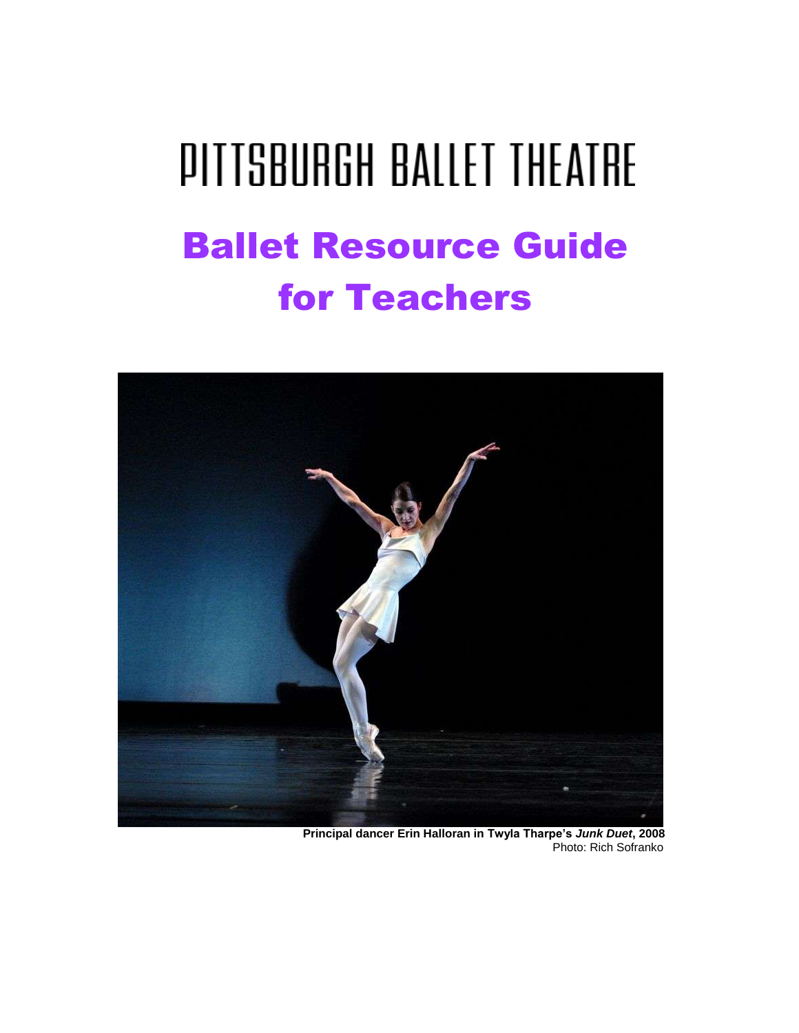# PITTSBURGH BALLET THEATRE

# Ballet Resource Guide for Teachers

**Principal dancer Erin Halloran in Twyla Tharpe's *Junk Duet*, 2008**
Photo: Rich Sofranko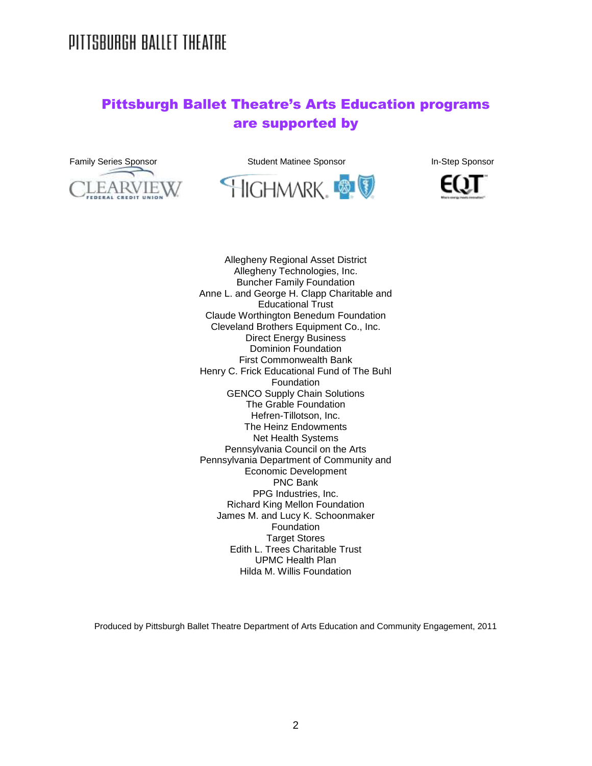## Pittsburgh Ballet Theatre's Arts Education programs are supported by

Family Series Sponsor

CLEARVIEW FEDERAL CREDIT UNION

Student Matinee Sponsor

HIGHMARK.

In-Step Sponsor

EQT

Allegheny Regional Asset District
Allegheny Technologies, Inc.
Buncher Family Foundation
Anne L. and George H. Clapp Charitable and Educational Trust
Claude Worthington Benedum Foundation
Cleveland Brothers Equipment Co., Inc.
Direct Energy Business
Dominion Foundation
First Commonwealth Bank
Henry C. Frick Educational Fund of The Buhl Foundation
GENCO Supply Chain Solutions
The Grable Foundation
Hefren-Tillotson, Inc.
The Heinz Endowments
Net Health Systems
Pennsylvania Council on the Arts
Pennsylvania Department of Community and Economic Development
PNC Bank
PPG Industries, Inc.
Richard King Mellon Foundation
James M. and Lucy K. Schoonmaker Foundation
Target Stores
Edith L. Trees Charitable Trust
UPMC Health Plan
Hilda M. Willis Foundation

Produced by Pittsburgh Ballet Theatre Department of Arts Education and Community Engagement, 2011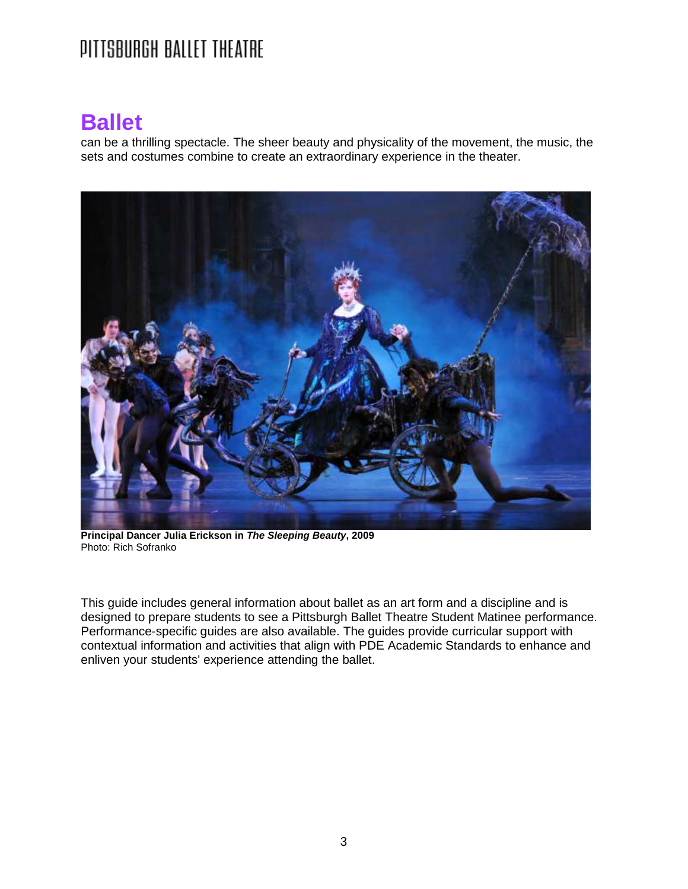# Ballet

can be a thrilling spectacle. The sheer beauty and physicality of the movement, the music, the sets and costumes combine to create an extraordinary experience in the theater.

**Principal Dancer Julia Erickson in *The Sleeping Beauty*, 2009**
Photo: Rich Sofranko

This guide includes general information about ballet as an art form and a discipline and is designed to prepare students to see a Pittsburgh Ballet Theatre Student Matinee performance. Performance-specific guides are also available. The guides provide curricular support with contextual information and activities that align with PDE Academic Standards to enhance and enliven your students' experience attending the ballet.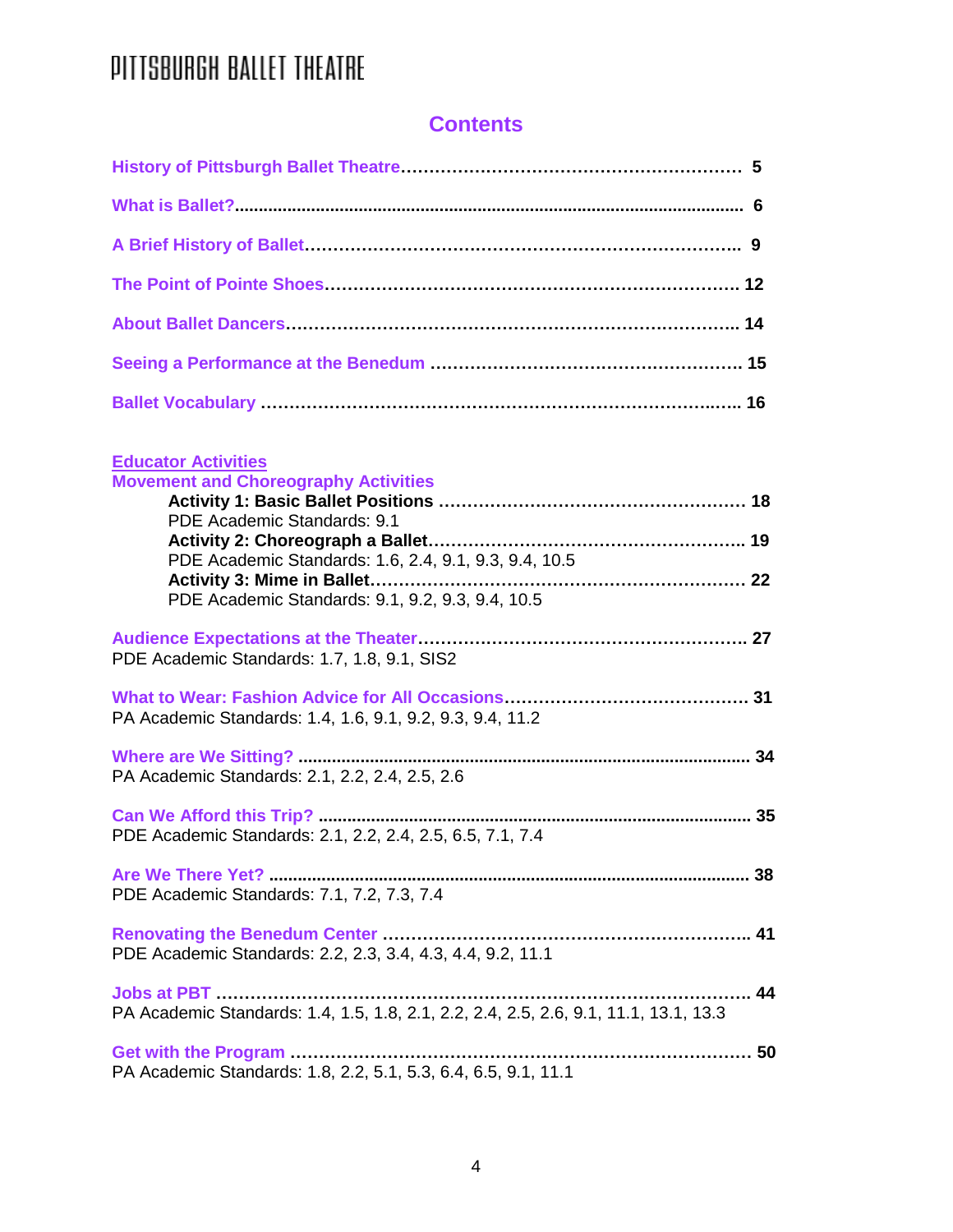# Contents

History of Pittsburgh Ballet Theatre.......................................................... 5

What is Ballet?.......................................................................................... 6

A Brief History of Ballet............................................................................. 9

The Point of Pointe Shoes......................................................................... 12

About Ballet Dancers................................................................................. 14

Seeing a Performance at the Benedum ...................................................... 15

Ballet Vocabulary ...................................................................................... 16

## Educator Activities

### Movement and Choreography Activities

**Activity 1: Basic Ballet Positions** ..................................................... 18
PDE Academic Standards: 9.1

**Activity 2: Choreograph a Ballet**...................................................... 19
PDE Academic Standards: 1.6, 2.4, 9.1, 9.3, 9.4, 10.5

**Activity 3: Mime in Ballet**................................................................ 22
PDE Academic Standards: 9.1, 9.2, 9.3, 9.4, 10.5

Audience Expectations at the Theater........................................................ 27
PDE Academic Standards: 1.7, 1.8, 9.1, SIS2

What to Wear: Fashion Advice for All Occasions.......................................... 31
PA Academic Standards: 1.4, 1.6, 9.1, 9.2, 9.3, 9.4, 11.2

Where are We Sitting? ............................................................................... 34
PA Academic Standards: 2.1, 2.2, 2.4, 2.5, 2.6

Can We Afford this Trip? ........................................................................... 35
PDE Academic Standards: 2.1, 2.2, 2.4, 2.5, 6.5, 7.1, 7.4

Are We There Yet? .................................................................................... 38
PDE Academic Standards: 7.1, 7.2, 7.3, 7.4

Renovating the Benedum Center ................................................................ 41
PDE Academic Standards: 2.2, 2.3, 3.4, 4.3, 4.4, 9.2, 11.1

Jobs at PBT ............................................................................................... 44
PA Academic Standards: 1.4, 1.5, 1.8, 2.1, 2.2, 2.4, 2.5, 2.6, 9.1, 11.1, 13.1, 13.3

Get with the Program ................................................................................ 50
PA Academic Standards: 1.8, 2.2, 5.1, 5.3, 6.4, 6.5, 9.1, 11.1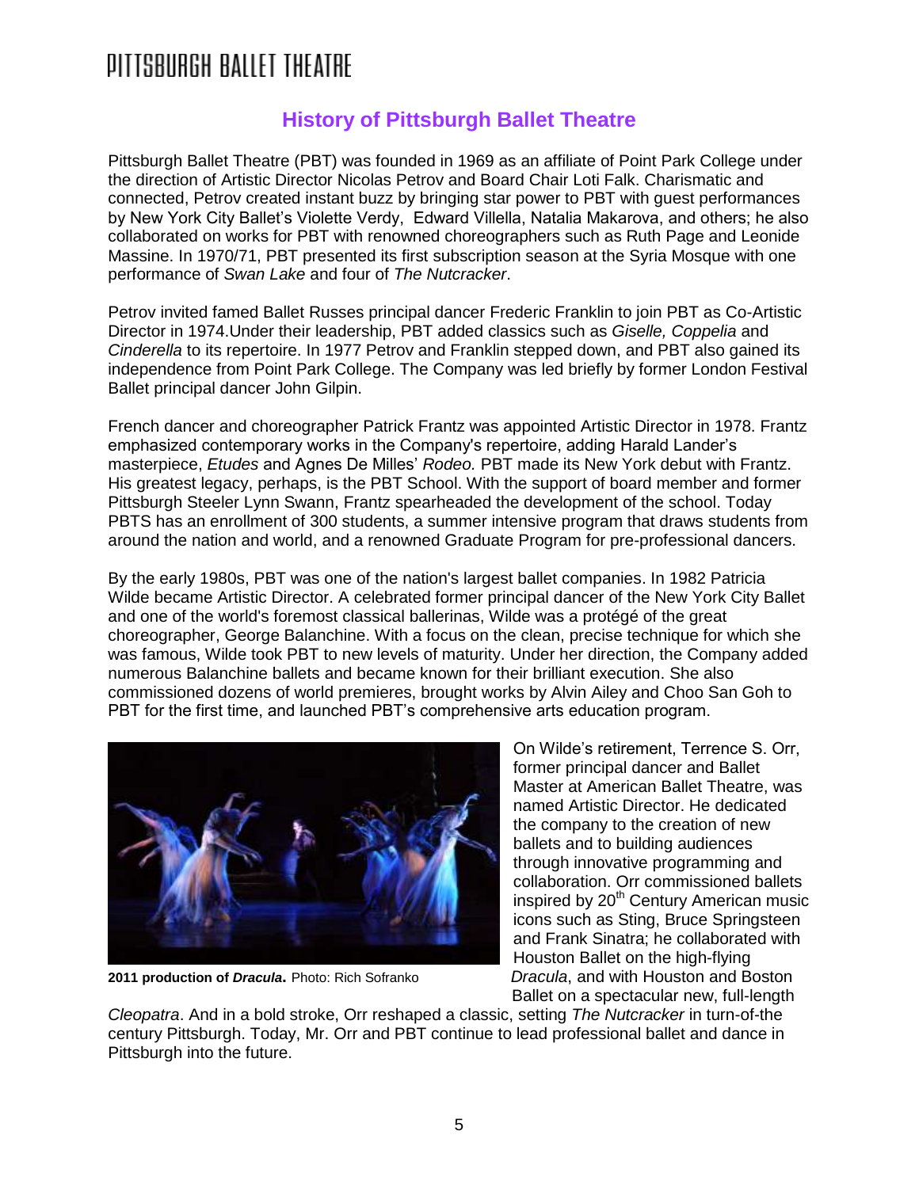# History of Pittsburgh Ballet Theatre

Pittsburgh Ballet Theatre (PBT) was founded in 1969 as an affiliate of Point Park College under the direction of Artistic Director Nicolas Petrov and Board Chair Loti Falk. Charismatic and connected, Petrov created instant buzz by bringing star power to PBT with guest performances by New York City Ballet's Violette Verdy, Edward Villella, Natalia Makarova, and others; he also collaborated on works for PBT with renowned choreographers such as Ruth Page and Leonide Massine. In 1970/71, PBT presented its first subscription season at the Syria Mosque with one performance of *Swan Lake* and four of *The Nutcracker*.

Petrov invited famed Ballet Russes principal dancer Frederic Franklin to join PBT as Co-Artistic Director in 1974.Under their leadership, PBT added classics such as *Giselle, Coppelia* and *Cinderella* to its repertoire. In 1977 Petrov and Franklin stepped down, and PBT also gained its independence from Point Park College. The Company was led briefly by former London Festival Ballet principal dancer John Gilpin.

French dancer and choreographer Patrick Frantz was appointed Artistic Director in 1978. Frantz emphasized contemporary works in the Company's repertoire, adding Harald Lander's masterpiece, *Etudes* and Agnes De Milles' *Rodeo.* PBT made its New York debut with Frantz. His greatest legacy, perhaps, is the PBT School. With the support of board member and former Pittsburgh Steeler Lynn Swann, Frantz spearheaded the development of the school. Today PBTS has an enrollment of 300 students, a summer intensive program that draws students from around the nation and world, and a renowned Graduate Program for pre-professional dancers.

By the early 1980s, PBT was one of the nation's largest ballet companies. In 1982 Patricia Wilde became Artistic Director. A celebrated former principal dancer of the New York City Ballet and one of the world's foremost classical ballerinas, Wilde was a protégé of the great choreographer, George Balanchine. With a focus on the clean, precise technique for which she was famous, Wilde took PBT to new levels of maturity. Under her direction, the Company added numerous Balanchine ballets and became known for their brilliant execution. She also commissioned dozens of world premieres, brought works by Alvin Ailey and Choo San Goh to PBT for the first time, and launched PBT's comprehensive arts education program.

**2011 production of *Dracula*.** Photo: Rich Sofranko

On Wilde's retirement, Terrence S. Orr, former principal dancer and Ballet Master at American Ballet Theatre, was named Artistic Director. He dedicated the company to the creation of new ballets and to building audiences through innovative programming and collaboration. Orr commissioned ballets inspired by 20th Century American music icons such as Sting, Bruce Springsteen and Frank Sinatra; he collaborated with Houston Ballet on the high-flying *Dracula*, and with Houston and Boston Ballet on a spectacular new, full-length *Cleopatra*. And in a bold stroke, Orr reshaped a classic, setting *The Nutcracker* in turn-of-the century Pittsburgh. Today, Mr. Orr and PBT continue to lead professional ballet and dance in Pittsburgh into the future.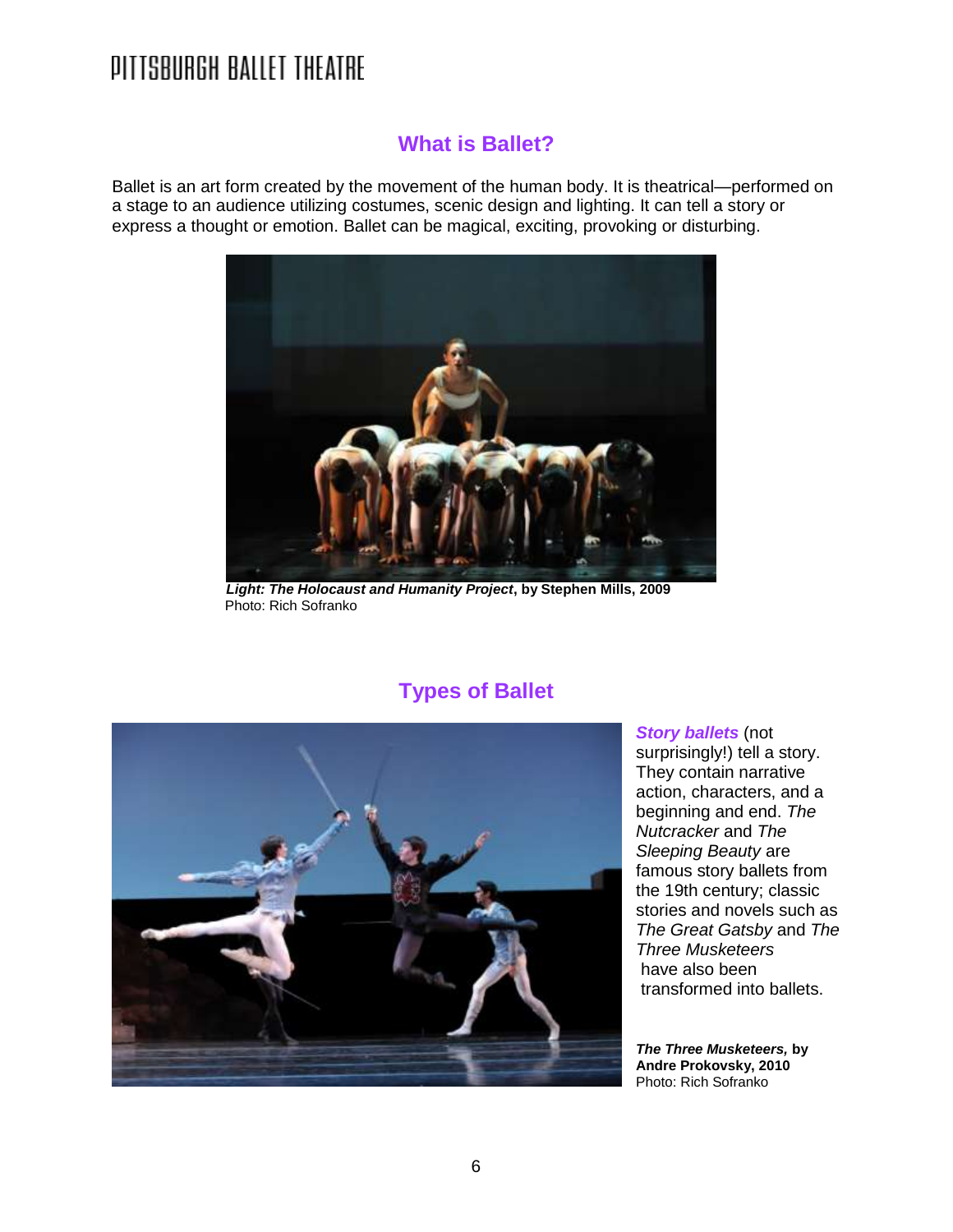## What is Ballet?

Ballet is an art form created by the movement of the human body. It is theatrical—performed on a stage to an audience utilizing costumes, scenic design and lighting. It can tell a story or express a thought or emotion. Ballet can be magical, exciting, provoking or disturbing.

***Light: The Holocaust and Humanity Project*, by Stephen Mills, 2009**
Photo: Rich Sofranko

## Types of Ballet

***Story ballets*** (not surprisingly!) tell a story. They contain narrative action, characters, and a beginning and end. *The Nutcracker* and *The Sleeping Beauty* are famous story ballets from the 19th century; classic stories and novels such as *The Great Gatsby* and *The Three Musketeers* have also been transformed into ballets.

***The Three Musketeers,* by Andre Prokovsky, 2010**
Photo: Rich Sofranko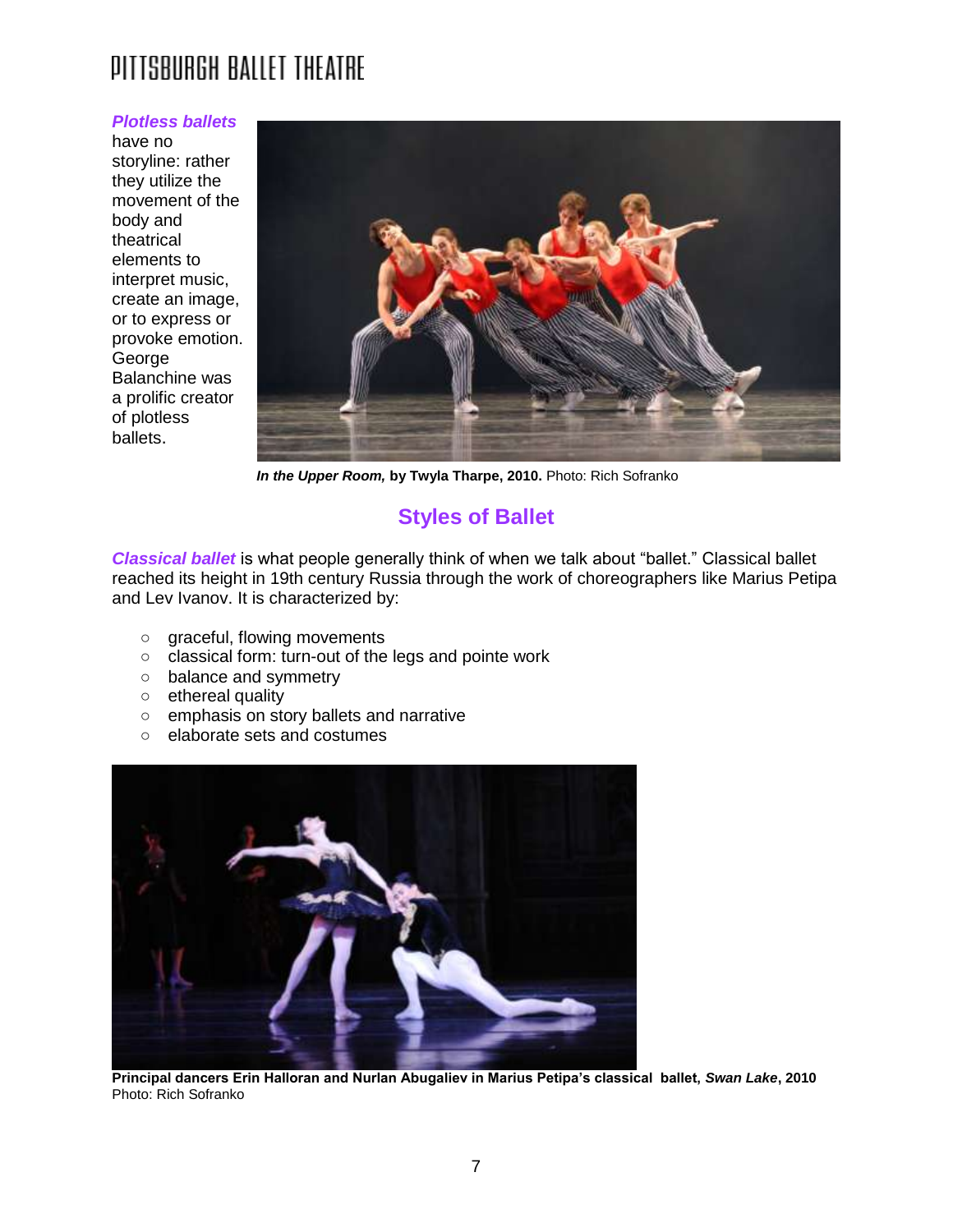***Plotless ballets*** have no storyline: rather they utilize the movement of the body and theatrical elements to interpret music, create an image, or to express or provoke emotion. George Balanchine was a prolific creator of plotless ballets.

***In the Upper Room,*** **by Twyla Tharpe, 2010.** Photo: Rich Sofranko

## Styles of Ballet

***Classical ballet*** is what people generally think of when we talk about "ballet." Classical ballet reached its height in 19th century Russia through the work of choreographers like Marius Petipa and Lev Ivanov. It is characterized by:

- graceful, flowing movements
- classical form: turn-out of the legs and pointe work
- balance and symmetry
- ethereal quality
- emphasis on story ballets and narrative
- elaborate sets and costumes

**Principal dancers Erin Halloran and Nurlan Abugaliev in Marius Petipa's classical ballet, *Swan Lake*, 2010**
Photo: Rich Sofranko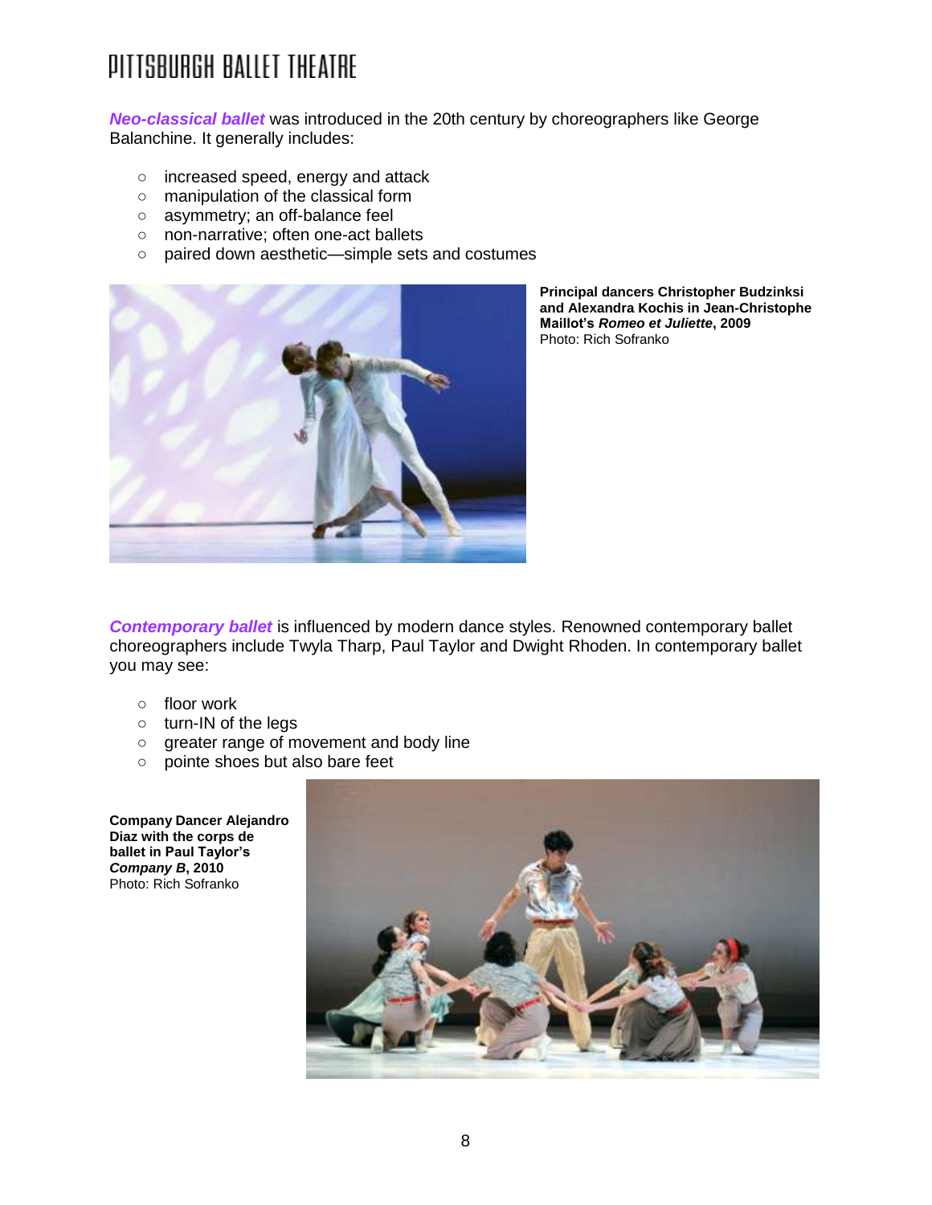***Neo-classical ballet*** was introduced in the 20th century by choreographers like George Balanchine. It generally includes:

- increased speed, energy and attack
- manipulation of the classical form
- asymmetry; an off-balance feel
- non-narrative; often one-act ballets
- paired down aesthetic—simple sets and costumes

**Principal dancers Christopher Budzinksi and Alexandra Kochis in Jean-Christophe Maillot's *Romeo et Juliette*, 2009**
Photo: Rich Sofranko

***Contemporary ballet*** is influenced by modern dance styles. Renowned contemporary ballet choreographers include Twyla Tharp, Paul Taylor and Dwight Rhoden. In contemporary ballet you may see:

- floor work
- turn-IN of the legs
- greater range of movement and body line
- pointe shoes but also bare feet

**Company Dancer Alejandro Diaz with the corps de ballet in Paul Taylor's *Company B*, 2010**
Photo: Rich Sofranko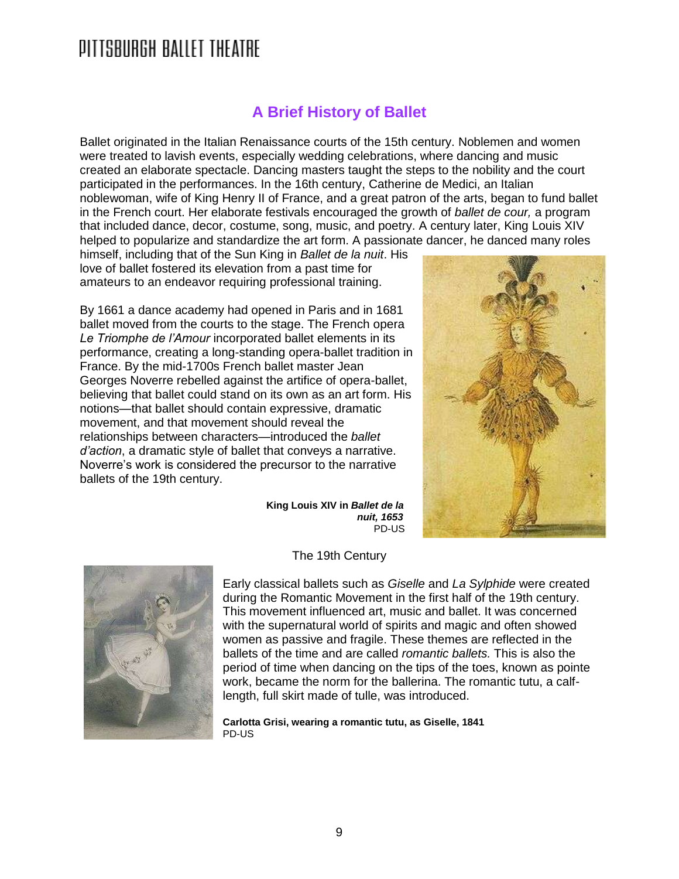## A Brief History of Ballet

Ballet originated in the Italian Renaissance courts of the 15th century. Noblemen and women were treated to lavish events, especially wedding celebrations, where dancing and music created an elaborate spectacle. Dancing masters taught the steps to the nobility and the court participated in the performances. In the 16th century, Catherine de Medici, an Italian noblewoman, wife of King Henry II of France, and a great patron of the arts, began to fund ballet in the French court. Her elaborate festivals encouraged the growth of *ballet de cour,* a program that included dance, decor, costume, song, music, and poetry. A century later, King Louis XIV helped to popularize and standardize the art form. A passionate dancer, he danced many roles himself, including that of the Sun King in *Ballet de la nuit*. His love of ballet fostered its elevation from a past time for amateurs to an endeavor requiring professional training.

By 1661 a dance academy had opened in Paris and in 1681 ballet moved from the courts to the stage. The French opera *Le Triomphe de l'Amour* incorporated ballet elements in its performance, creating a long-standing opera-ballet tradition in France. By the mid-1700s French ballet master Jean Georges Noverre rebelled against the artifice of opera-ballet, believing that ballet could stand on its own as an art form. His notions—that ballet should contain expressive, dramatic movement, and that movement should reveal the relationships between characters—introduced the *ballet d'action*, a dramatic style of ballet that conveys a narrative. Noverre's work is considered the precursor to the narrative ballets of the 19th century.

**King Louis XIV in *Ballet de la nuit, 1653***
PD-US

### The 19th Century

Early classical ballets such as *Giselle* and *La Sylphide* were created during the Romantic Movement in the first half of the 19th century. This movement influenced art, music and ballet. It was concerned with the supernatural world of spirits and magic and often showed women as passive and fragile. These themes are reflected in the ballets of the time and are called *romantic ballets.* This is also the period of time when dancing on the tips of the toes, known as pointe work, became the norm for the ballerina. The romantic tutu, a calf-length, full skirt made of tulle, was introduced.

**Carlotta Grisi, wearing a romantic tutu, as Giselle, 1841**
PD-US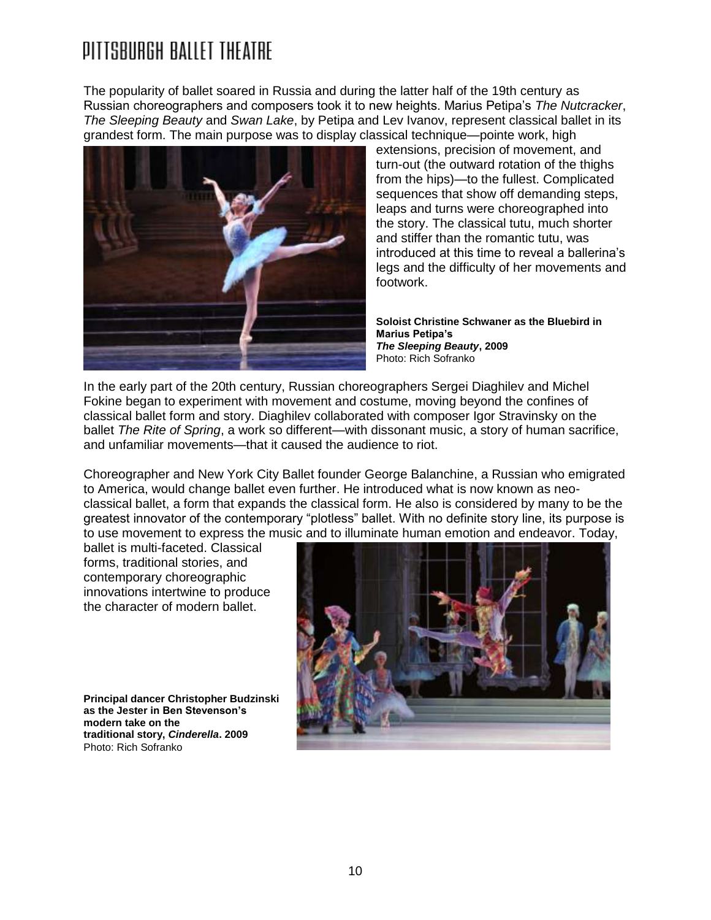The popularity of ballet soared in Russia and during the latter half of the 19th century as Russian choreographers and composers took it to new heights. Marius Petipa's *The Nutcracker*, *The Sleeping Beauty* and *Swan Lake*, by Petipa and Lev Ivanov, represent classical ballet in its grandest form. The main purpose was to display classical technique—pointe work, high extensions, precision of movement, and turn-out (the outward rotation of the thighs from the hips)—to the fullest. Complicated sequences that show off demanding steps, leaps and turns were choreographed into the story. The classical tutu, much shorter and stiffer than the romantic tutu, was introduced at this time to reveal a ballerina's legs and the difficulty of her movements and footwork.

**Soloist Christine Schwaner as the Bluebird in Marius Petipa's *The Sleeping Beauty*, 2009**
Photo: Rich Sofranko

In the early part of the 20th century, Russian choreographers Sergei Diaghilev and Michel Fokine began to experiment with movement and costume, moving beyond the confines of classical ballet form and story. Diaghilev collaborated with composer Igor Stravinsky on the ballet *The Rite of Spring*, a work so different—with dissonant music, a story of human sacrifice, and unfamiliar movements—that it caused the audience to riot.

Choreographer and New York City Ballet founder George Balanchine, a Russian who emigrated to America, would change ballet even further. He introduced what is now known as neo-classical ballet, a form that expands the classical form. He also is considered by many to be the greatest innovator of the contemporary "plotless" ballet. With no definite story line, its purpose is to use movement to express the music and to illuminate human emotion and endeavor. Today, ballet is multi-faceted. Classical forms, traditional stories, and contemporary choreographic innovations intertwine to produce the character of modern ballet.

**Principal dancer Christopher Budzinski as the Jester in Ben Stevenson's modern take on the traditional story, *Cinderella*. 2009**
Photo: Rich Sofranko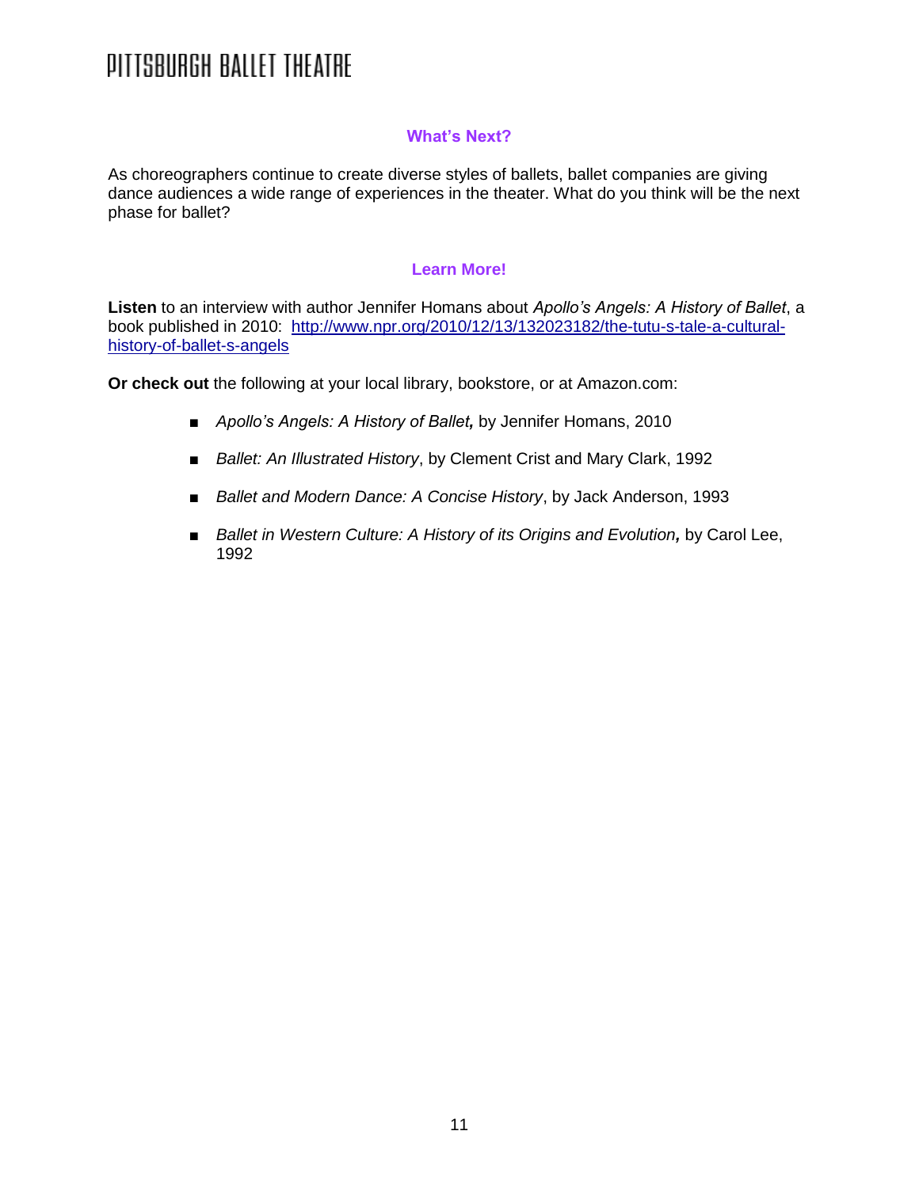## What's Next?

As choreographers continue to create diverse styles of ballets, ballet companies are giving dance audiences a wide range of experiences in the theater. What do you think will be the next phase for ballet?

## Learn More!

**Listen** to an interview with author Jennifer Homans about *Apollo's Angels: A History of Ballet*, a book published in 2010: [http://www.npr.org/2010/12/13/132023182/the-tutu-s-tale-a-cultural-history-of-ballet-s-angels](http://www.npr.org/2010/12/13/132023182/the-tutu-s-tale-a-cultural-history-of-ballet-s-angels)

**Or check out** the following at your local library, bookstore, or at Amazon.com:

- *Apollo's Angels: A History of Ballet***,** by Jennifer Homans, 2010
- *Ballet: An Illustrated History*, by Clement Crist and Mary Clark, 1992
- *Ballet and Modern Dance: A Concise History*, by Jack Anderson, 1993
- *Ballet in Western Culture: A History of its Origins and Evolution***,** by Carol Lee, 1992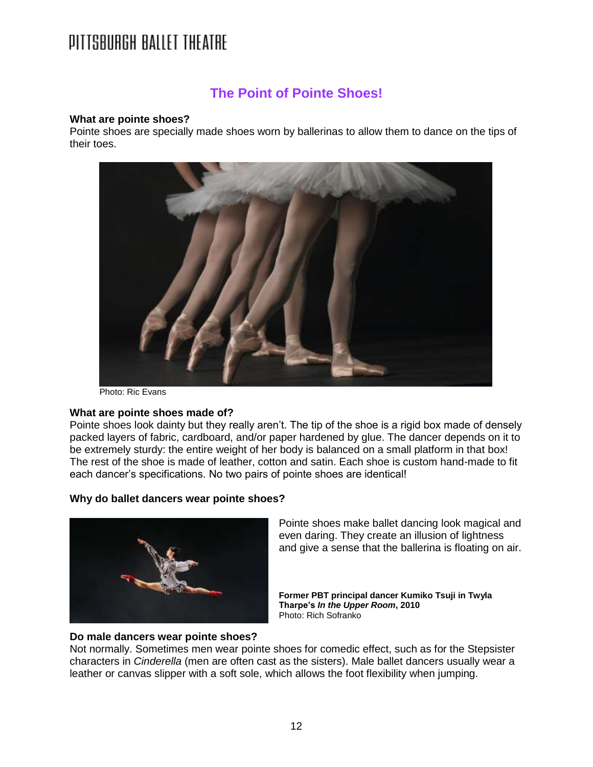# The Point of Pointe Shoes!

**What are pointe shoes?**
Pointe shoes are specially made shoes worn by ballerinas to allow them to dance on the tips of their toes.

Photo: Ric Evans

**What are pointe shoes made of?**
Pointe shoes look dainty but they really aren't. The tip of the shoe is a rigid box made of densely packed layers of fabric, cardboard, and/or paper hardened by glue. The dancer depends on it to be extremely sturdy: the entire weight of her body is balanced on a small platform in that box! The rest of the shoe is made of leather, cotton and satin. Each shoe is custom hand-made to fit each dancer's specifications. No two pairs of pointe shoes are identical!

**Why do ballet dancers wear pointe shoes?**

Pointe shoes make ballet dancing look magical and even daring. They create an illusion of lightness and give a sense that the ballerina is floating on air.

**Former PBT principal dancer Kumiko Tsuji in Twyla Tharpe's *In the Upper Room*, 2010**
Photo: Rich Sofranko

**Do male dancers wear pointe shoes?**
Not normally. Sometimes men wear pointe shoes for comedic effect, such as for the Stepsister characters in *Cinderella* (men are often cast as the sisters). Male ballet dancers usually wear a leather or canvas slipper with a soft sole, which allows the foot flexibility when jumping.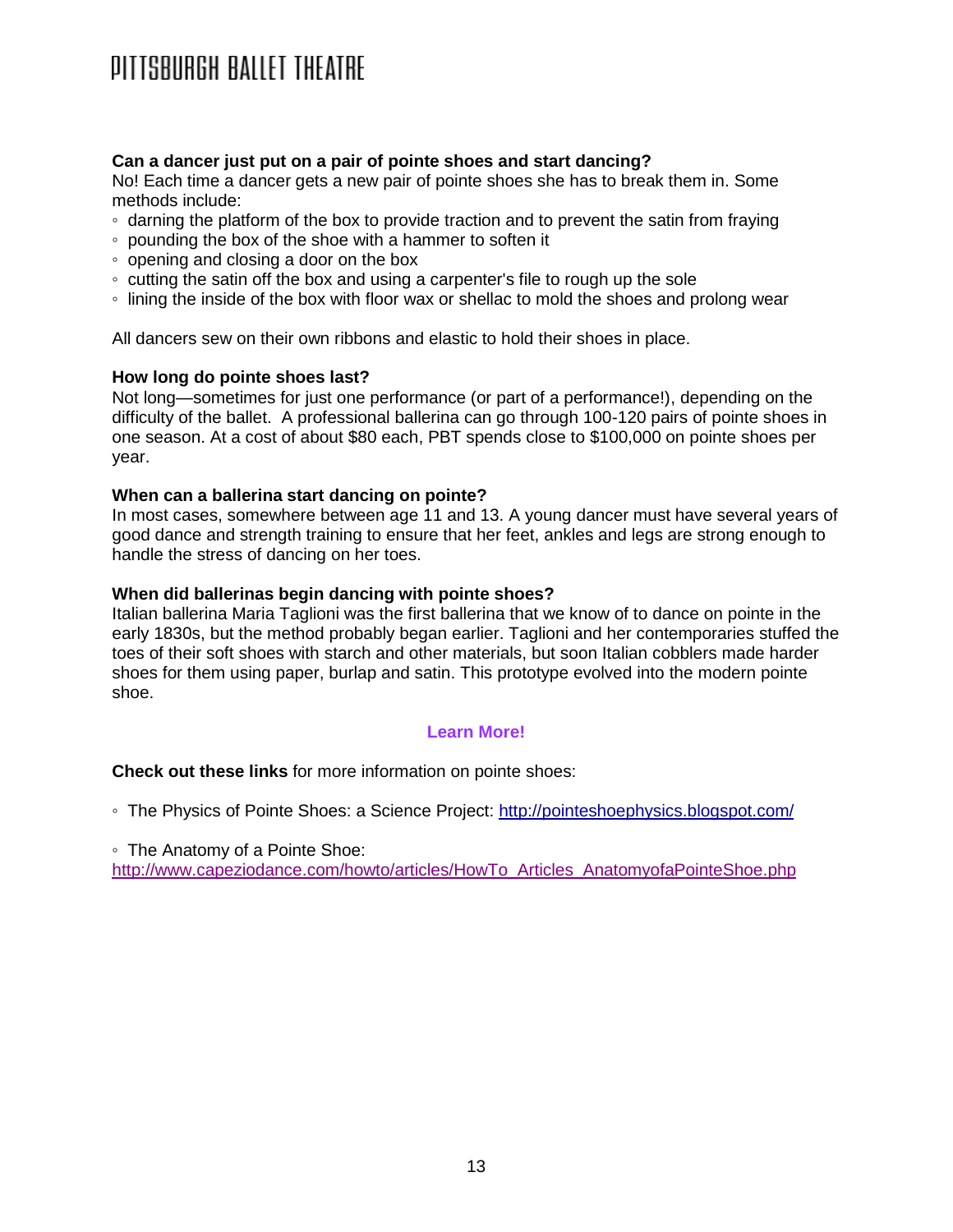**Can a dancer just put on a pair of pointe shoes and start dancing?**
No! Each time a dancer gets a new pair of pointe shoes she has to break them in. Some methods include:

- darning the platform of the box to provide traction and to prevent the satin from fraying
- pounding the box of the shoe with a hammer to soften it
- opening and closing a door on the box
- cutting the satin off the box and using a carpenter's file to rough up the sole
- lining the inside of the box with floor wax or shellac to mold the shoes and prolong wear

All dancers sew on their own ribbons and elastic to hold their shoes in place.

**How long do pointe shoes last?**
Not long—sometimes for just one performance (or part of a performance!), depending on the difficulty of the ballet. A professional ballerina can go through 100-120 pairs of pointe shoes in one season. At a cost of about $80 each, PBT spends close to $100,000 on pointe shoes per year.

**When can a ballerina start dancing on pointe?**
In most cases, somewhere between age 11 and 13. A young dancer must have several years of good dance and strength training to ensure that her feet, ankles and legs are strong enough to handle the stress of dancing on her toes.

**When did ballerinas begin dancing with pointe shoes?**
Italian ballerina Maria Taglioni was the first ballerina that we know of to dance on pointe in the early 1830s, but the method probably began earlier. Taglioni and her contemporaries stuffed the toes of their soft shoes with starch and other materials, but soon Italian cobblers made harder shoes for them using paper, burlap and satin. This prototype evolved into the modern pointe shoe.

## Learn More!

**Check out these links** for more information on pointe shoes:

- The Physics of Pointe Shoes: a Science Project: http://pointeshoephysics.blogspot.com/

- The Anatomy of a Pointe Shoe: http://www.capeziodance.com/howto/articles/HowTo_Articles_AnatomyofaPointeShoe.php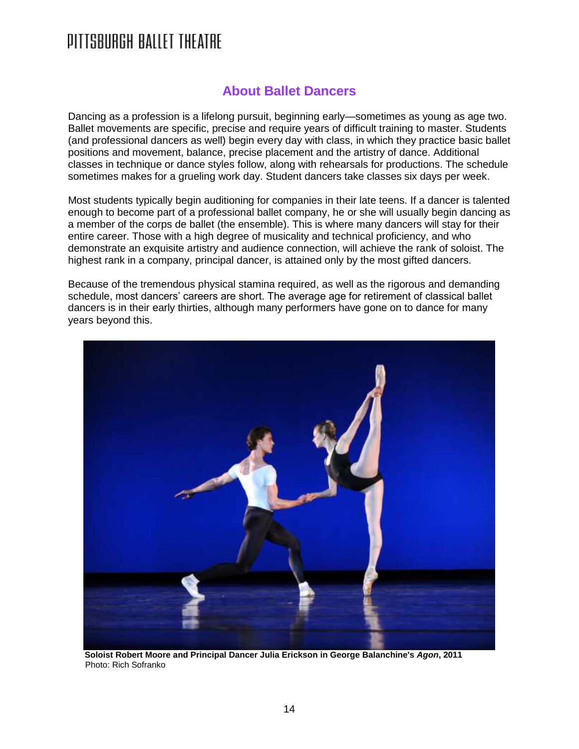## About Ballet Dancers

Dancing as a profession is a lifelong pursuit, beginning early—sometimes as young as age two. Ballet movements are specific, precise and require years of difficult training to master. Students (and professional dancers as well) begin every day with class, in which they practice basic ballet positions and movement, balance, precise placement and the artistry of dance. Additional classes in technique or dance styles follow, along with rehearsals for productions. The schedule sometimes makes for a grueling work day. Student dancers take classes six days per week.

Most students typically begin auditioning for companies in their late teens. If a dancer is talented enough to become part of a professional ballet company, he or she will usually begin dancing as a member of the corps de ballet (the ensemble). This is where many dancers will stay for their entire career. Those with a high degree of musicality and technical proficiency, and who demonstrate an exquisite artistry and audience connection, will achieve the rank of soloist. The highest rank in a company, principal dancer, is attained only by the most gifted dancers.

Because of the tremendous physical stamina required, as well as the rigorous and demanding schedule, most dancers' careers are short. The average age for retirement of classical ballet dancers is in their early thirties, although many performers have gone on to dance for many years beyond this.

**Soloist Robert Moore and Principal Dancer Julia Erickson in George Balanchine's *Agon*, 2011**
Photo: Rich Sofranko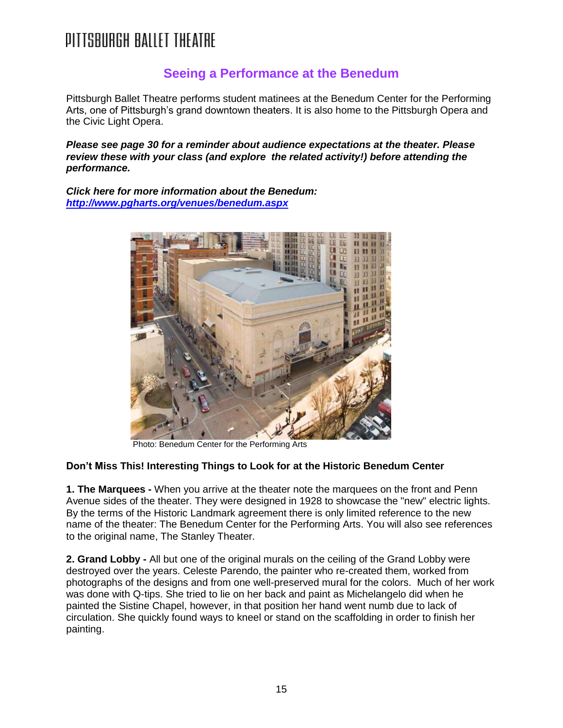## Seeing a Performance at the Benedum

Pittsburgh Ballet Theatre performs student matinees at the Benedum Center for the Performing Arts, one of Pittsburgh's grand downtown theaters. It is also home to the Pittsburgh Opera and the Civic Light Opera.

***Please see page 30 for a reminder about audience expectations at the theater. Please review these with your class (and explore the related activity!) before attending the performance.***

***Click here for more information about the Benedum: http://www.pgharts.org/venues/benedum.aspx***

Photo: Benedum Center for the Performing Arts

**Don't Miss This! Interesting Things to Look for at the Historic Benedum Center**

**1. The Marquees -** When you arrive at the theater note the marquees on the front and Penn Avenue sides of the theater. They were designed in 1928 to showcase the "new" electric lights. By the terms of the Historic Landmark agreement there is only limited reference to the new name of the theater: The Benedum Center for the Performing Arts. You will also see references to the original name, The Stanley Theater.

**2. Grand Lobby -** All but one of the original murals on the ceiling of the Grand Lobby were destroyed over the years. Celeste Parendo, the painter who re-created them, worked from photographs of the designs and from one well-preserved mural for the colors. Much of her work was done with Q-tips. She tried to lie on her back and paint as Michelangelo did when he painted the Sistine Chapel, however, in that position her hand went numb due to lack of circulation. She quickly found ways to kneel or stand on the scaffolding in order to finish her painting.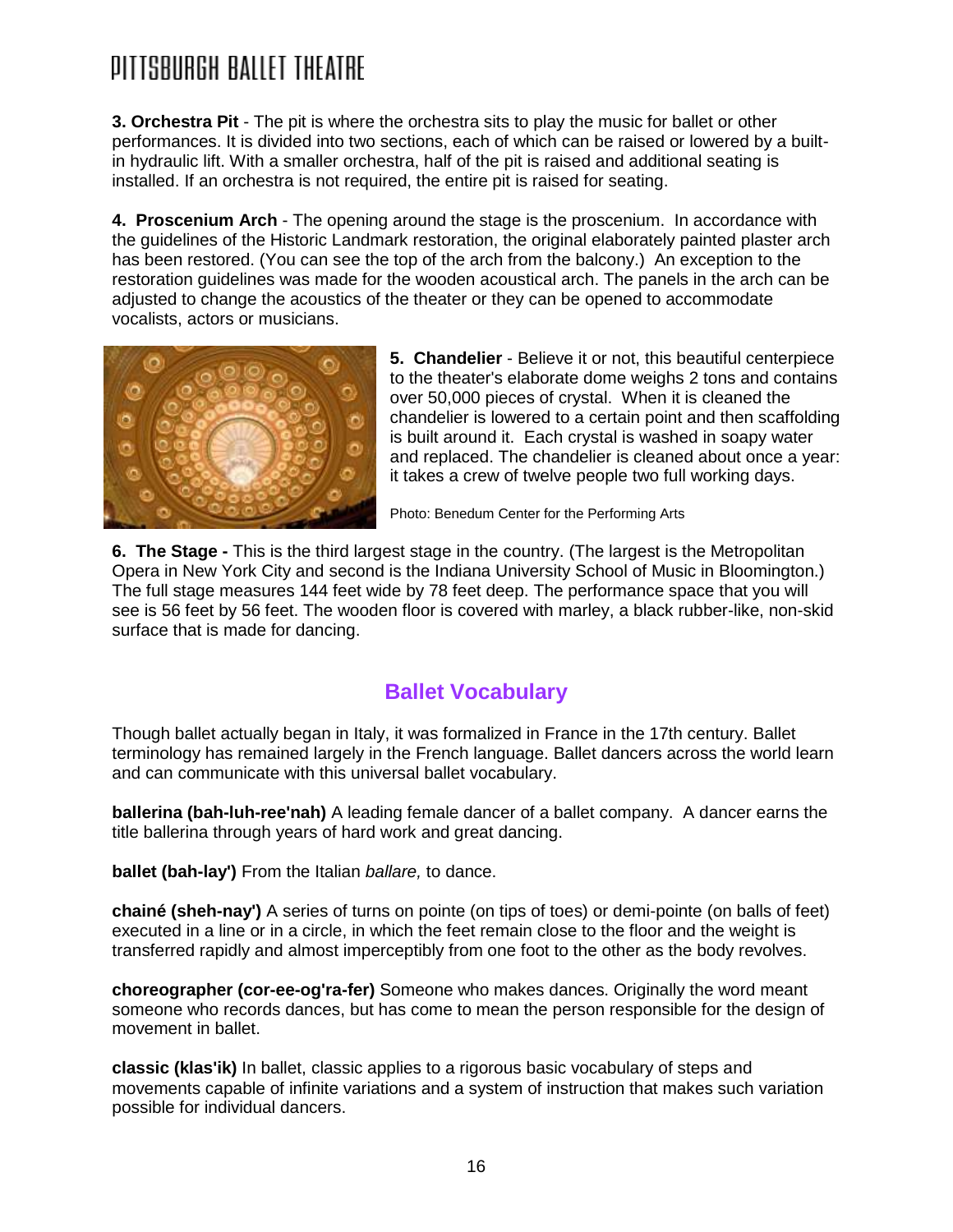**3. Orchestra Pit** - The pit is where the orchestra sits to play the music for ballet or other performances. It is divided into two sections, each of which can be raised or lowered by a built-in hydraulic lift. With a smaller orchestra, half of the pit is raised and additional seating is installed. If an orchestra is not required, the entire pit is raised for seating.

**4. Proscenium Arch** - The opening around the stage is the proscenium. In accordance with the guidelines of the Historic Landmark restoration, the original elaborately painted plaster arch has been restored. (You can see the top of the arch from the balcony.) An exception to the restoration guidelines was made for the wooden acoustical arch. The panels in the arch can be adjusted to change the acoustics of the theater or they can be opened to accommodate vocalists, actors or musicians.

**5. Chandelier** - Believe it or not, this beautiful centerpiece to the theater's elaborate dome weighs 2 tons and contains over 50,000 pieces of crystal. When it is cleaned the chandelier is lowered to a certain point and then scaffolding is built around it. Each crystal is washed in soapy water and replaced. The chandelier is cleaned about once a year: it takes a crew of twelve people two full working days.

Photo: Benedum Center for the Performing Arts

**6. The Stage -** This is the third largest stage in the country. (The largest is the Metropolitan Opera in New York City and second is the Indiana University School of Music in Bloomington.) The full stage measures 144 feet wide by 78 feet deep. The performance space that you will see is 56 feet by 56 feet. The wooden floor is covered with marley, a black rubber-like, non-skid surface that is made for dancing.

## Ballet Vocabulary

Though ballet actually began in Italy, it was formalized in France in the 17th century. Ballet terminology has remained largely in the French language. Ballet dancers across the world learn and can communicate with this universal ballet vocabulary.

**ballerina (bah-luh-ree'nah)** A leading female dancer of a ballet company. A dancer earns the title ballerina through years of hard work and great dancing.

**ballet (bah-lay')** From the Italian *ballare,* to dance.

**chainé (sheh-nay')** A series of turns on pointe (on tips of toes) or demi-pointe (on balls of feet) executed in a line or in a circle, in which the feet remain close to the floor and the weight is transferred rapidly and almost imperceptibly from one foot to the other as the body revolves.

**choreographer (cor-ee-og'ra-fer)** Someone who makes dances. Originally the word meant someone who records dances, but has come to mean the person responsible for the design of movement in ballet.

**classic (klas'ik)** In ballet, classic applies to a rigorous basic vocabulary of steps and movements capable of infinite variations and a system of instruction that makes such variation possible for individual dancers.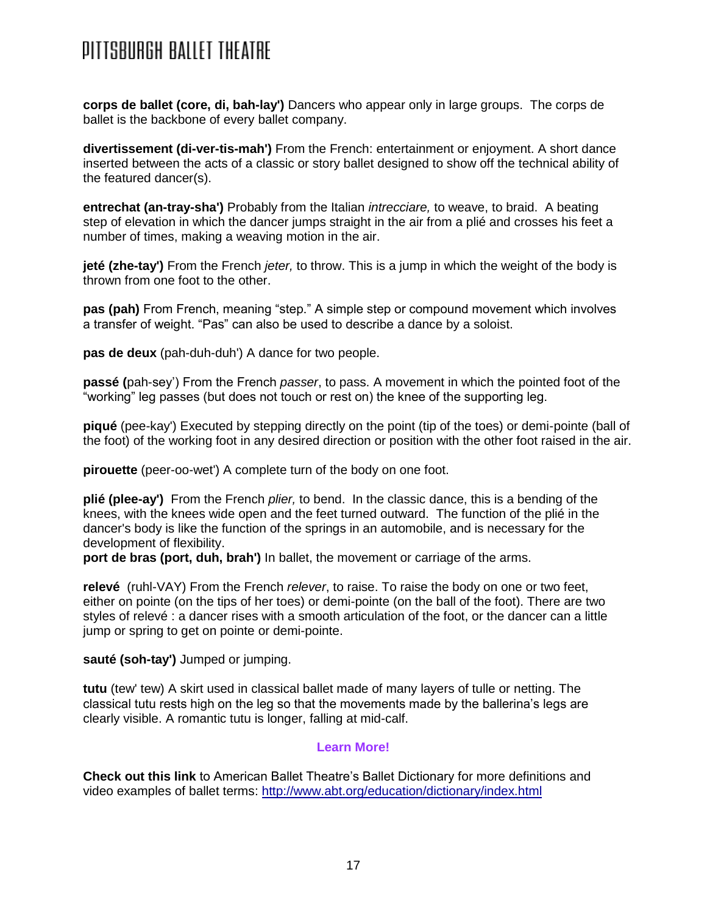**corps de ballet (core, di, bah-lay')** Dancers who appear only in large groups. The corps de ballet is the backbone of every ballet company.

**divertissement (di-ver-tis-mah')** From the French: entertainment or enjoyment. A short dance inserted between the acts of a classic or story ballet designed to show off the technical ability of the featured dancer(s).

**entrechat (an-tray-sha')** Probably from the Italian *intrecciare,* to weave, to braid. A beating step of elevation in which the dancer jumps straight in the air from a plié and crosses his feet a number of times, making a weaving motion in the air.

**jeté (zhe-tay')** From the French *jeter,* to throw. This is a jump in which the weight of the body is thrown from one foot to the other.

**pas (pah)** From French, meaning "step." A simple step or compound movement which involves a transfer of weight. "Pas" can also be used to describe a dance by a soloist.

**pas de deux** (pah-duh-duh') A dance for two people.

**passé (**pah-sey') From the French *passer*, to pass. A movement in which the pointed foot of the "working" leg passes (but does not touch or rest on) the knee of the supporting leg.

**piqué** (pee-kay') Executed by stepping directly on the point (tip of the toes) or demi-pointe (ball of the foot) of the working foot in any desired direction or position with the other foot raised in the air.

**pirouette** (peer-oo-wet') A complete turn of the body on one foot.

**plié (plee-ay')** From the French *plier,* to bend. In the classic dance, this is a bending of the knees, with the knees wide open and the feet turned outward. The function of the plié in the dancer's body is like the function of the springs in an automobile, and is necessary for the development of flexibility.
**port de bras (port, duh, brah')** In ballet, the movement or carriage of the arms.

**relevé** (ruhl-VAY) From the French *relever*, to raise. To raise the body on one or two feet, either on pointe (on the tips of her toes) or demi-pointe (on the ball of the foot). There are two styles of relevé : a dancer rises with a smooth articulation of the foot, or the dancer can a little jump or spring to get on pointe or demi-pointe.

**sauté (soh-tay')** Jumped or jumping.

**tutu** (tew' tew) A skirt used in classical ballet made of many layers of tulle or netting. The classical tutu rests high on the leg so that the movements made by the ballerina's legs are clearly visible. A romantic tutu is longer, falling at mid-calf.

**Learn More!**

**Check out this link** to American Ballet Theatre's Ballet Dictionary for more definitions and video examples of ballet terms: http://www.abt.org/education/dictionary/index.html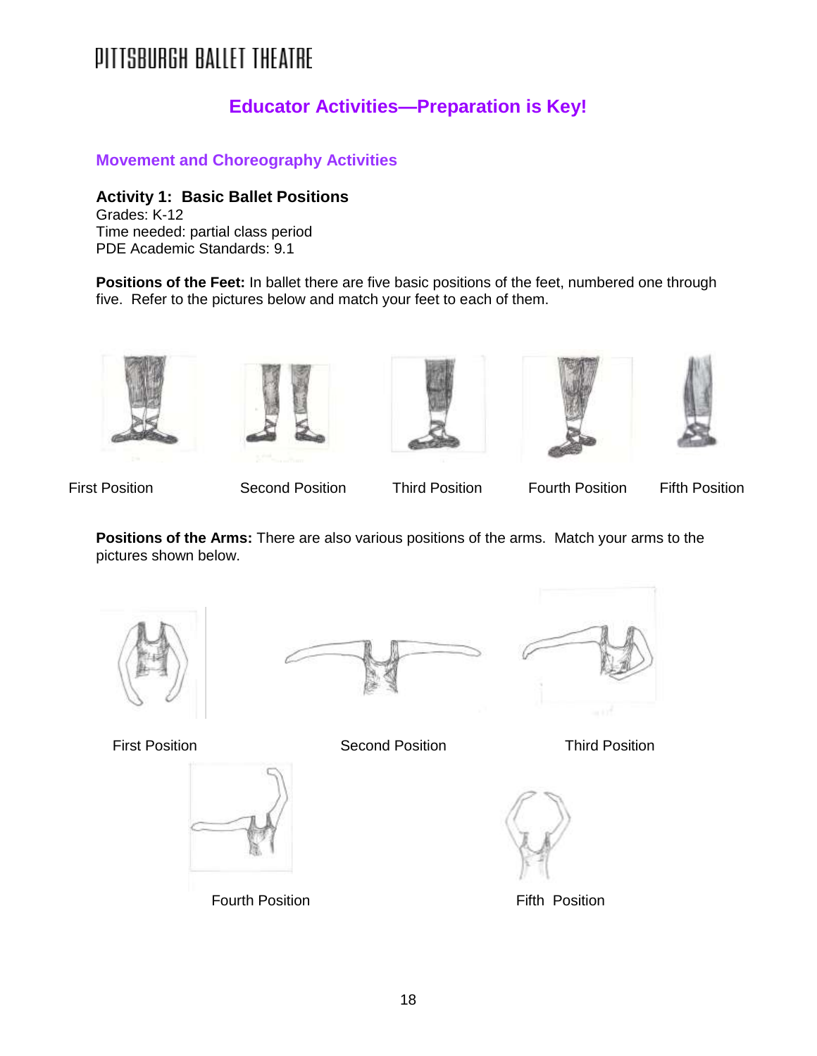PITTSBURGH BALLET THEATRE

## Educator Activities—Preparation is Key!

### Movement and Choreography Activities

**Activity 1: Basic Ballet Positions**
Grades: K-12
Time needed: partial class period
PDE Academic Standards: 9.1

**Positions of the Feet:** In ballet there are five basic positions of the feet, numbered one through five. Refer to the pictures below and match your feet to each of them.

First Position    Second Position    Third Position    Fourth Position    Fifth Position

**Positions of the Arms:** There are also various positions of the arms. Match your arms to the pictures shown below.

First Position    Second Position    Third Position

Fourth Position    Fifth Position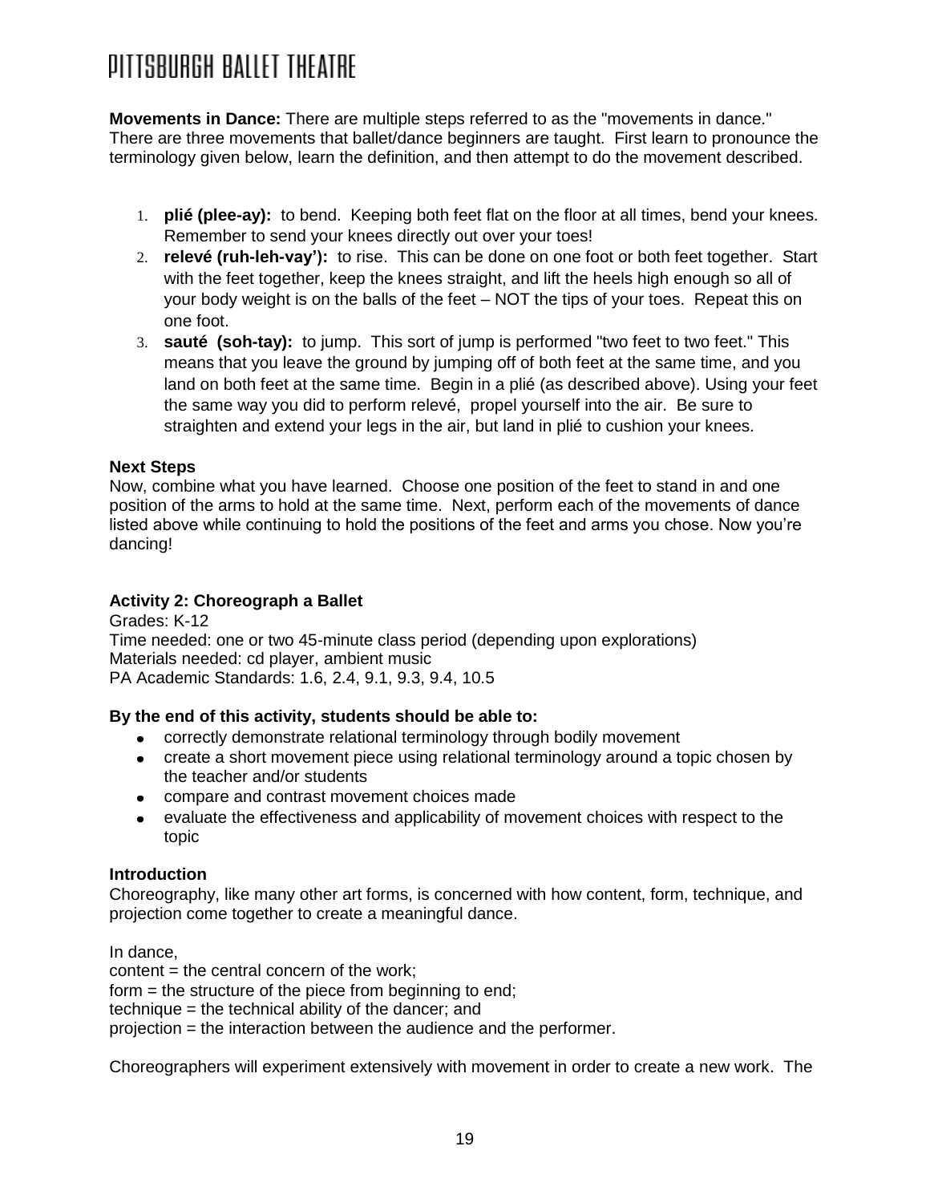**Movements in Dance:** There are multiple steps referred to as the "movements in dance." There are three movements that ballet/dance beginners are taught. First learn to pronounce the terminology given below, learn the definition, and then attempt to do the movement described.

1. **plié (plee-ay):** to bend. Keeping both feet flat on the floor at all times, bend your knees. Remember to send your knees directly out over your toes!
2. **relevé (ruh-leh-vay'):** to rise. This can be done on one foot or both feet together. Start with the feet together, keep the knees straight, and lift the heels high enough so all of your body weight is on the balls of the feet – NOT the tips of your toes. Repeat this on one foot.
3. **sauté (soh-tay):** to jump. This sort of jump is performed "two feet to two feet." This means that you leave the ground by jumping off of both feet at the same time, and you land on both feet at the same time. Begin in a plié (as described above). Using your feet the same way you did to perform relevé, propel yourself into the air. Be sure to straighten and extend your legs in the air, but land in plié to cushion your knees.

**Next Steps**
Now, combine what you have learned. Choose one position of the feet to stand in and one position of the arms to hold at the same time. Next, perform each of the movements of dance listed above while continuing to hold the positions of the feet and arms you chose. Now you're dancing!

**Activity 2: Choreograph a Ballet**
Grades: K-12
Time needed: one or two 45-minute class period (depending upon explorations)
Materials needed: cd player, ambient music
PA Academic Standards: 1.6, 2.4, 9.1, 9.3, 9.4, 10.5

**By the end of this activity, students should be able to:**

- correctly demonstrate relational terminology through bodily movement
- create a short movement piece using relational terminology around a topic chosen by the teacher and/or students
- compare and contrast movement choices made
- evaluate the effectiveness and applicability of movement choices with respect to the topic

**Introduction**
Choreography, like many other art forms, is concerned with how content, form, technique, and projection come together to create a meaningful dance.

In dance,
content = the central concern of the work;
form = the structure of the piece from beginning to end;
technique = the technical ability of the dancer; and
projection = the interaction between the audience and the performer.

Choreographers will experiment extensively with movement in order to create a new work. The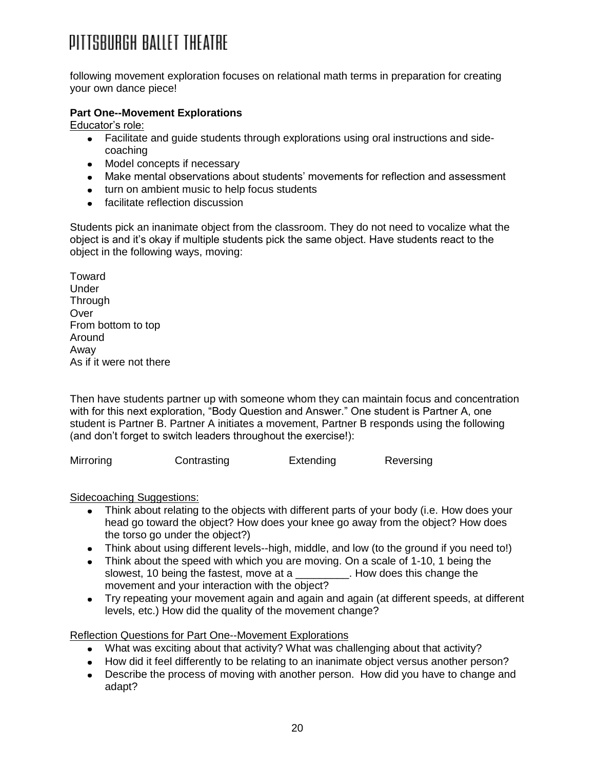following movement exploration focuses on relational math terms in preparation for creating your own dance piece!

**Part One--Movement Explorations**

Educator's role:

- Facilitate and guide students through explorations using oral instructions and side-coaching
- Model concepts if necessary
- Make mental observations about students' movements for reflection and assessment
- turn on ambient music to help focus students
- facilitate reflection discussion

Students pick an inanimate object from the classroom. They do not need to vocalize what the object is and it's okay if multiple students pick the same object. Have students react to the object in the following ways, moving:

Toward
Under
Through
Over
From bottom to top
Around
Away
As if it were not there

Then have students partner up with someone whom they can maintain focus and concentration with for this next exploration, "Body Question and Answer." One student is Partner A, one student is Partner B. Partner A initiates a movement, Partner B responds using the following (and don't forget to switch leaders throughout the exercise!):

Mirroring    Contrasting    Extending    Reversing

Sidecoaching Suggestions:

- Think about relating to the objects with different parts of your body (i.e. How does your head go toward the object? How does your knee go away from the object? How does the torso go under the object?)
- Think about using different levels--high, middle, and low (to the ground if you need to!)
- Think about the speed with which you are moving. On a scale of 1-10, 1 being the slowest, 10 being the fastest, move at a _________. How does this change the movement and your interaction with the object?
- Try repeating your movement again and again and again (at different speeds, at different levels, etc.) How did the quality of the movement change?

Reflection Questions for Part One--Movement Explorations

- What was exciting about that activity? What was challenging about that activity?
- How did it feel differently to be relating to an inanimate object versus another person?
- Describe the process of moving with another person. How did you have to change and adapt?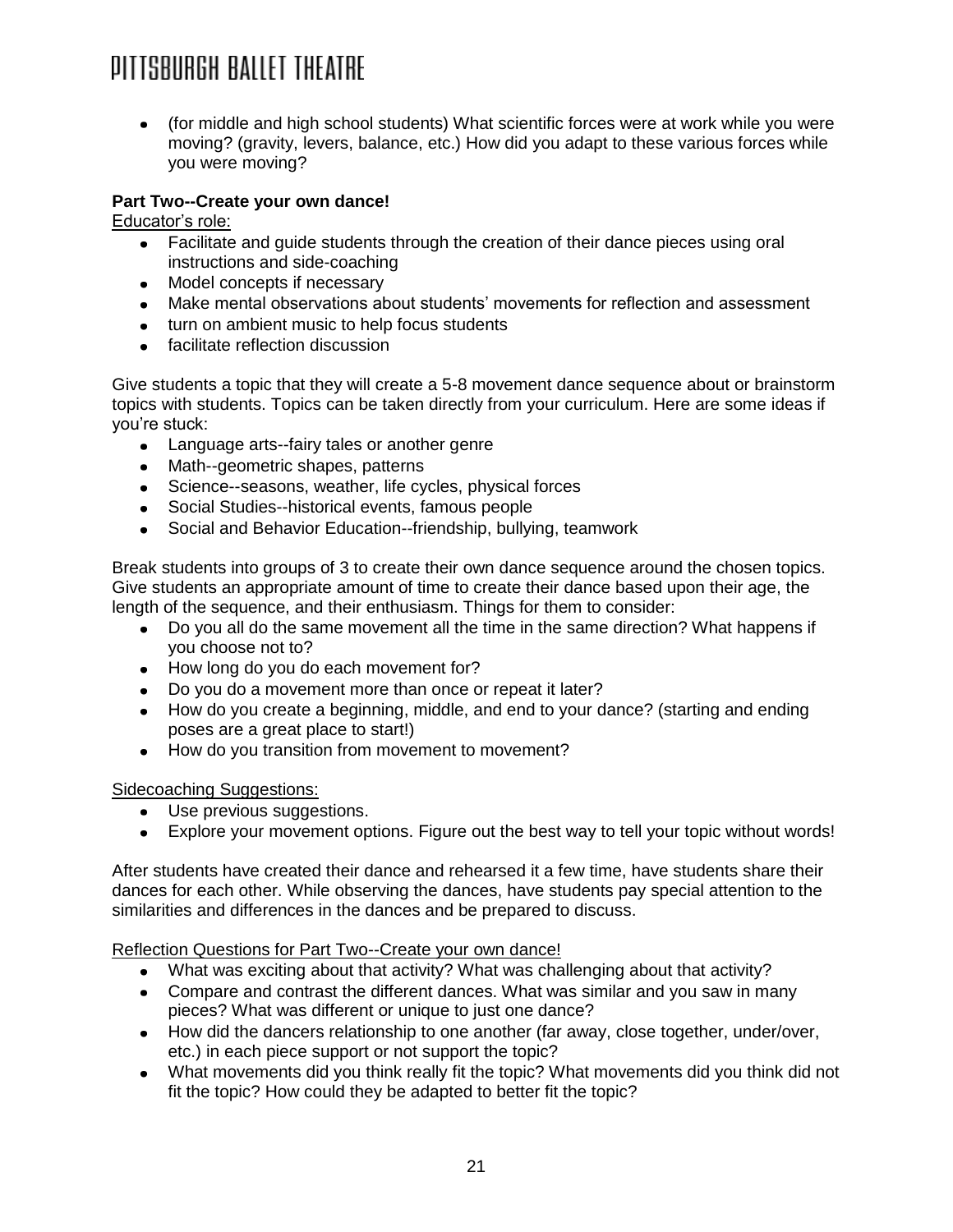- (for middle and high school students) What scientific forces were at work while you were moving? (gravity, levers, balance, etc.) How did you adapt to these various forces while you were moving?

**Part Two--Create your own dance!**

Educator's role:

- Facilitate and guide students through the creation of their dance pieces using oral instructions and side-coaching
- Model concepts if necessary
- Make mental observations about students' movements for reflection and assessment
- turn on ambient music to help focus students
- facilitate reflection discussion

Give students a topic that they will create a 5-8 movement dance sequence about or brainstorm topics with students. Topics can be taken directly from your curriculum. Here are some ideas if you're stuck:

- Language arts--fairy tales or another genre
- Math--geometric shapes, patterns
- Science--seasons, weather, life cycles, physical forces
- Social Studies--historical events, famous people
- Social and Behavior Education--friendship, bullying, teamwork

Break students into groups of 3 to create their own dance sequence around the chosen topics. Give students an appropriate amount of time to create their dance based upon their age, the length of the sequence, and their enthusiasm. Things for them to consider:

- Do you all do the same movement all the time in the same direction? What happens if you choose not to?
- How long do you do each movement for?
- Do you do a movement more than once or repeat it later?
- How do you create a beginning, middle, and end to your dance? (starting and ending poses are a great place to start!)
- How do you transition from movement to movement?

Sidecoaching Suggestions:

- Use previous suggestions.
- Explore your movement options. Figure out the best way to tell your topic without words!

After students have created their dance and rehearsed it a few time, have students share their dances for each other. While observing the dances, have students pay special attention to the similarities and differences in the dances and be prepared to discuss.

Reflection Questions for Part Two--Create your own dance!

- What was exciting about that activity? What was challenging about that activity?
- Compare and contrast the different dances. What was similar and you saw in many pieces? What was different or unique to just one dance?
- How did the dancers relationship to one another (far away, close together, under/over, etc.) in each piece support or not support the topic?
- What movements did you think really fit the topic? What movements did you think did not fit the topic? How could they be adapted to better fit the topic?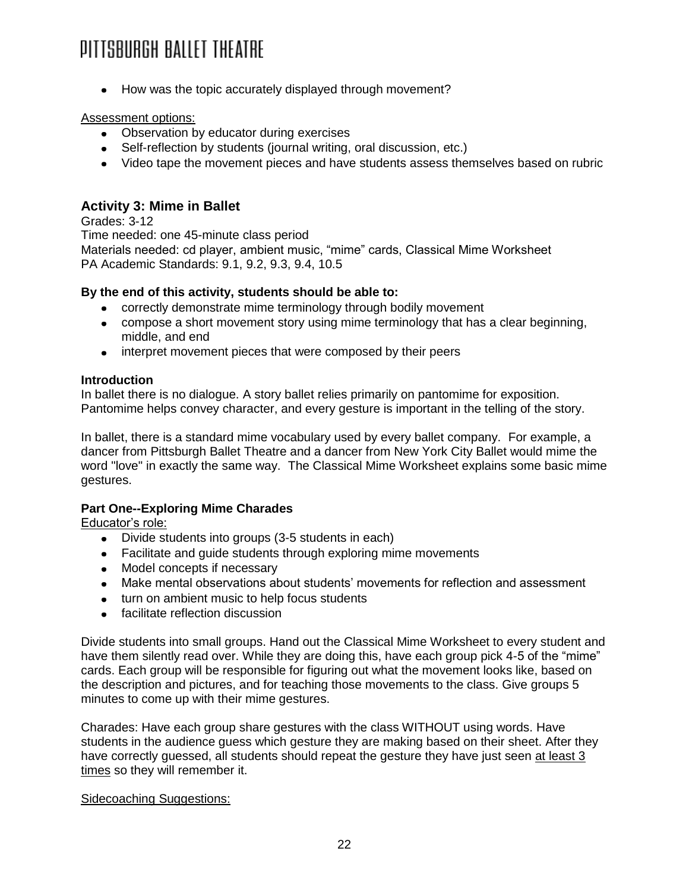- How was the topic accurately displayed through movement?

Assessment options:

- Observation by educator during exercises
- Self-reflection by students (journal writing, oral discussion, etc.)
- Video tape the movement pieces and have students assess themselves based on rubric

## Activity 3: Mime in Ballet

Grades: 3-12
Time needed: one 45-minute class period
Materials needed: cd player, ambient music, "mime" cards, Classical Mime Worksheet
PA Academic Standards: 9.1, 9.2, 9.3, 9.4, 10.5

**By the end of this activity, students should be able to:**

- correctly demonstrate mime terminology through bodily movement
- compose a short movement story using mime terminology that has a clear beginning, middle, and end
- interpret movement pieces that were composed by their peers

**Introduction**

In ballet there is no dialogue. A story ballet relies primarily on pantomime for exposition. Pantomime helps convey character, and every gesture is important in the telling of the story.

In ballet, there is a standard mime vocabulary used by every ballet company. For example, a dancer from Pittsburgh Ballet Theatre and a dancer from New York City Ballet would mime the word "love" in exactly the same way. The Classical Mime Worksheet explains some basic mime gestures.

**Part One--Exploring Mime Charades**

Educator's role:

- Divide students into groups (3-5 students in each)
- Facilitate and guide students through exploring mime movements
- Model concepts if necessary
- Make mental observations about students' movements for reflection and assessment
- turn on ambient music to help focus students
- facilitate reflection discussion

Divide students into small groups. Hand out the Classical Mime Worksheet to every student and have them silently read over. While they are doing this, have each group pick 4-5 of the "mime" cards. Each group will be responsible for figuring out what the movement looks like, based on the description and pictures, and for teaching those movements to the class. Give groups 5 minutes to come up with their mime gestures.

Charades: Have each group share gestures with the class WITHOUT using words. Have students in the audience guess which gesture they are making based on their sheet. After they have correctly guessed, all students should repeat the gesture they have just seen at least 3 times so they will remember it.

Sidecoaching Suggestions: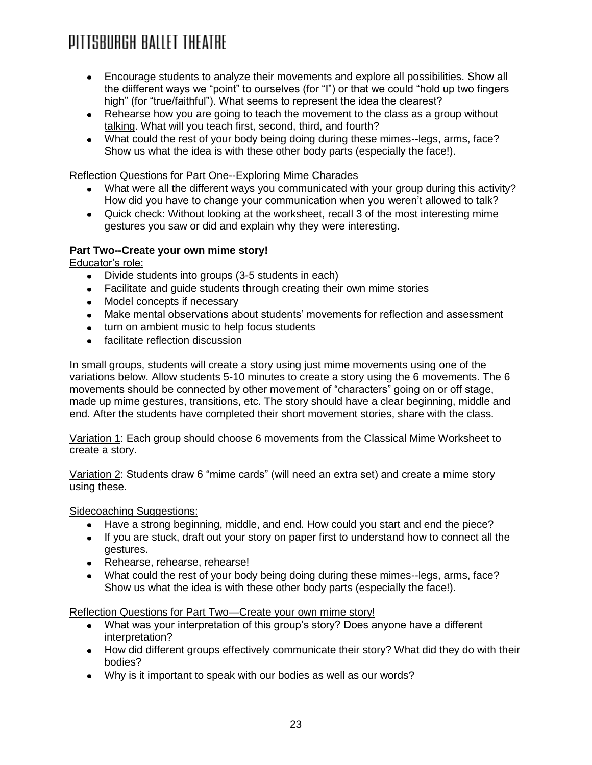- Encourage students to analyze their movements and explore all possibilities. Show all the diifferent ways we "point" to ourselves (for "I") or that we could "hold up two fingers high" (for "true/faithful"). What seems to represent the idea the clearest?
- Rehearse how you are going to teach the movement to the class as a group without talking. What will you teach first, second, third, and fourth?
- What could the rest of your body being doing during these mimes--legs, arms, face? Show us what the idea is with these other body parts (especially the face!).

Reflection Questions for Part One--Exploring Mime Charades

- What were all the different ways you communicated with your group during this activity? How did you have to change your communication when you weren't allowed to talk?
- Quick check: Without looking at the worksheet, recall 3 of the most interesting mime gestures you saw or did and explain why they were interesting.

**Part Two--Create your own mime story!**

Educator's role:

- Divide students into groups (3-5 students in each)
- Facilitate and guide students through creating their own mime stories
- Model concepts if necessary
- Make mental observations about students' movements for reflection and assessment
- turn on ambient music to help focus students
- facilitate reflection discussion

In small groups, students will create a story using just mime movements using one of the variations below. Allow students 5-10 minutes to create a story using the 6 movements. The 6 movements should be connected by other movement of "characters" going on or off stage, made up mime gestures, transitions, etc. The story should have a clear beginning, middle and end. After the students have completed their short movement stories, share with the class.

Variation 1: Each group should choose 6 movements from the Classical Mime Worksheet to create a story.

Variation 2: Students draw 6 "mime cards" (will need an extra set) and create a mime story using these.

Sidecoaching Suggestions:

- Have a strong beginning, middle, and end. How could you start and end the piece?
- If you are stuck, draft out your story on paper first to understand how to connect all the gestures.
- Rehearse, rehearse, rehearse!
- What could the rest of your body being doing during these mimes--legs, arms, face? Show us what the idea is with these other body parts (especially the face!).

Reflection Questions for Part Two—Create your own mime story!

- What was your interpretation of this group's story? Does anyone have a different interpretation?
- How did different groups effectively communicate their story? What did they do with their bodies?
- Why is it important to speak with our bodies as well as our words?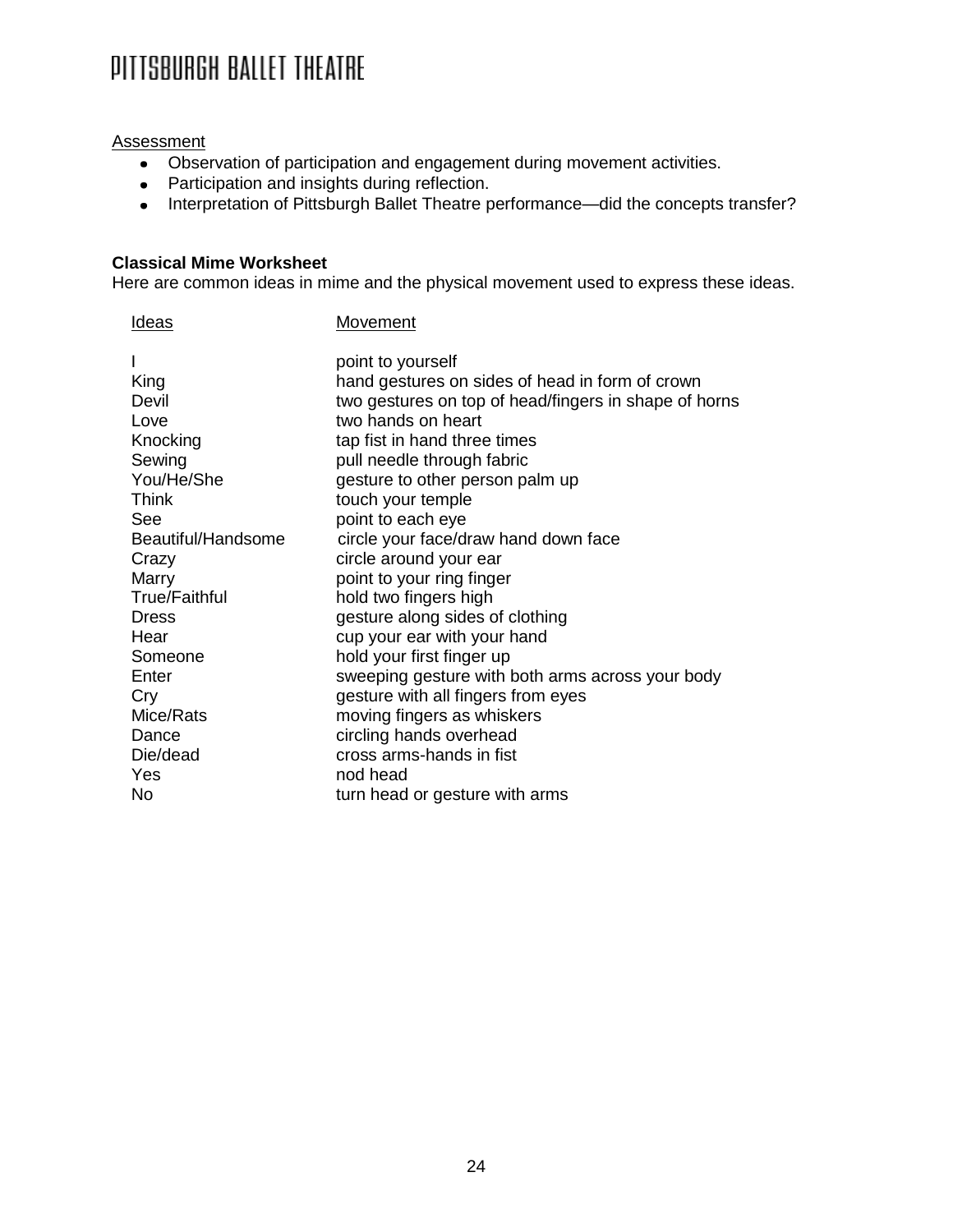Assessment

- Observation of participation and engagement during movement activities.
- Participation and insights during reflection.
- Interpretation of Pittsburgh Ballet Theatre performance—did the concepts transfer?

**Classical Mime Worksheet**

Here are common ideas in mime and the physical movement used to express these ideas.

| Ideas | Movement |
| --- | --- |
| I | point to yourself |
| King | hand gestures on sides of head in form of crown |
| Devil | two gestures on top of head/fingers in shape of horns |
| Love | two hands on heart |
| Knocking | tap fist in hand three times |
| Sewing | pull needle through fabric |
| You/He/She | gesture to other person palm up |
| Think | touch your temple |
| See | point to each eye |
| Beautiful/Handsome | circle your face/draw hand down face |
| Crazy | circle around your ear |
| Marry | point to your ring finger |
| True/Faithful | hold two fingers high |
| Dress | gesture along sides of clothing |
| Hear | cup your ear with your hand |
| Someone | hold your first finger up |
| Enter | sweeping gesture with both arms across your body |
| Cry | gesture with all fingers from eyes |
| Mice/Rats | moving fingers as whiskers |
| Dance | circling hands overhead |
| Die/dead | cross arms-hands in fist |
| Yes | nod head |
| No | turn head or gesture with arms |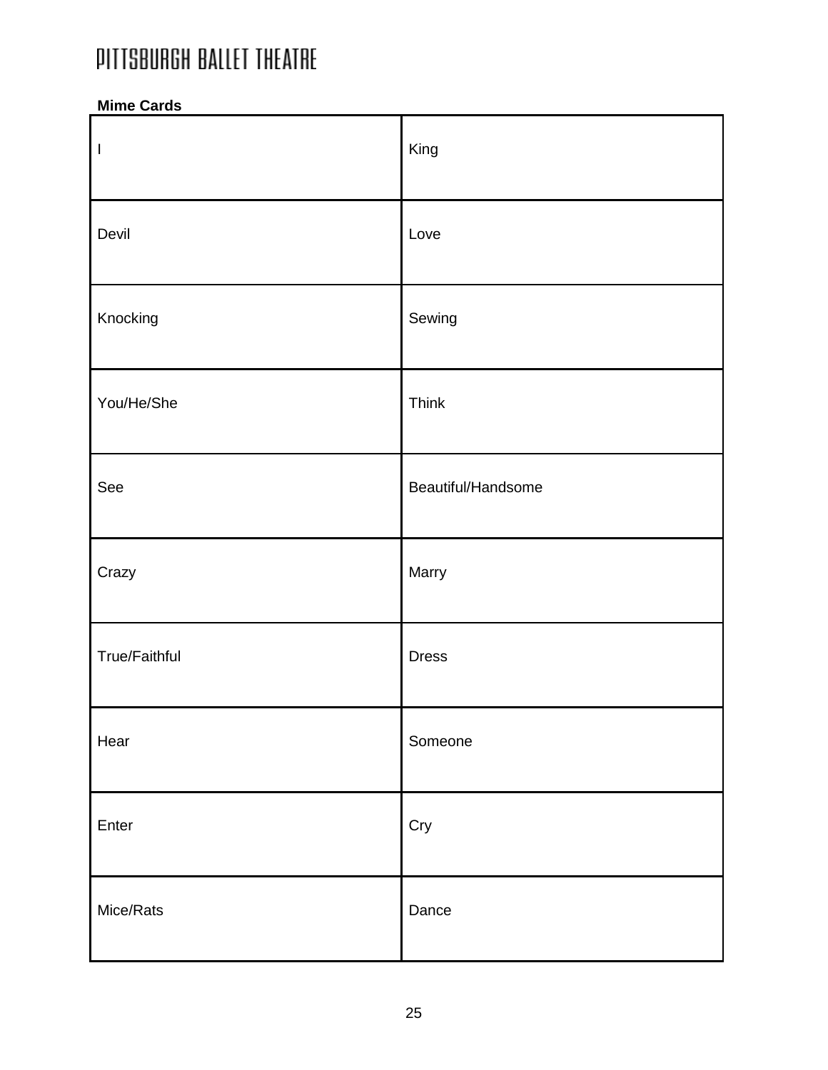PITTSBURGH BALLET THEATRE

**Mime Cards**

| | |
|---|---|
| I | King |
| Devil | Love |
| Knocking | Sewing |
| You/He/She | Think |
| See | Beautiful/Handsome |
| Crazy | Marry |
| True/Faithful | Dress |
| Hear | Someone |
| Enter | Cry |
| Mice/Rats | Dance |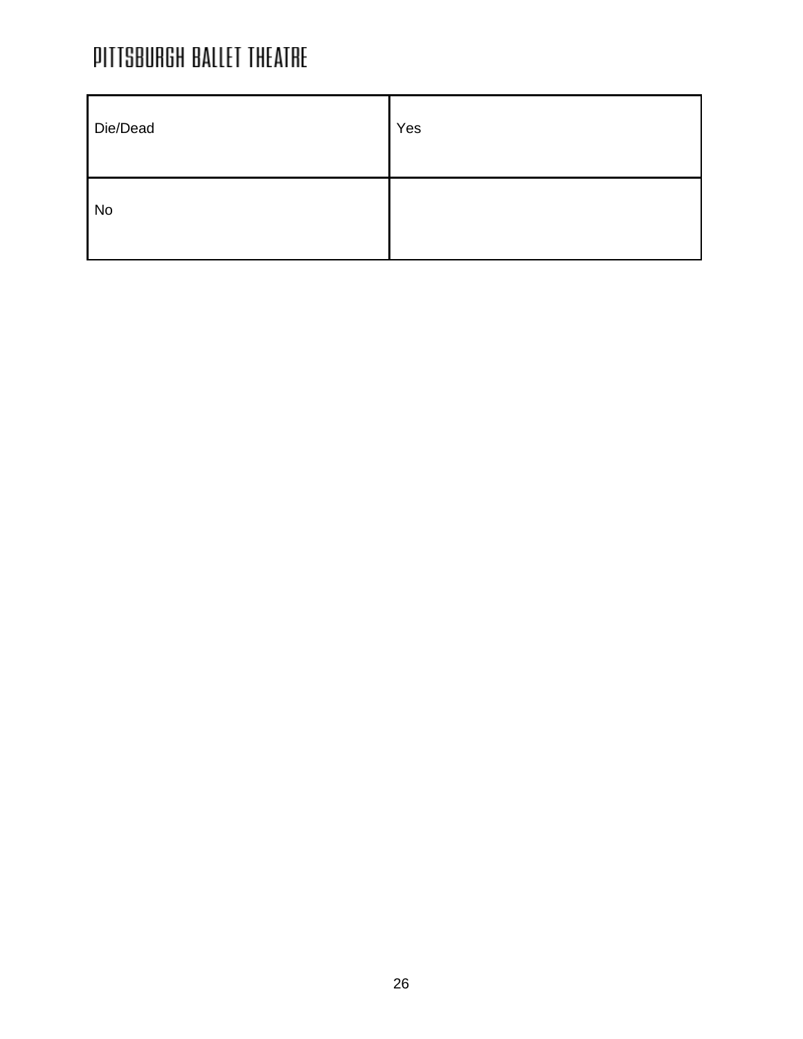| Die/Dead | Yes |
|---|---|
| No | |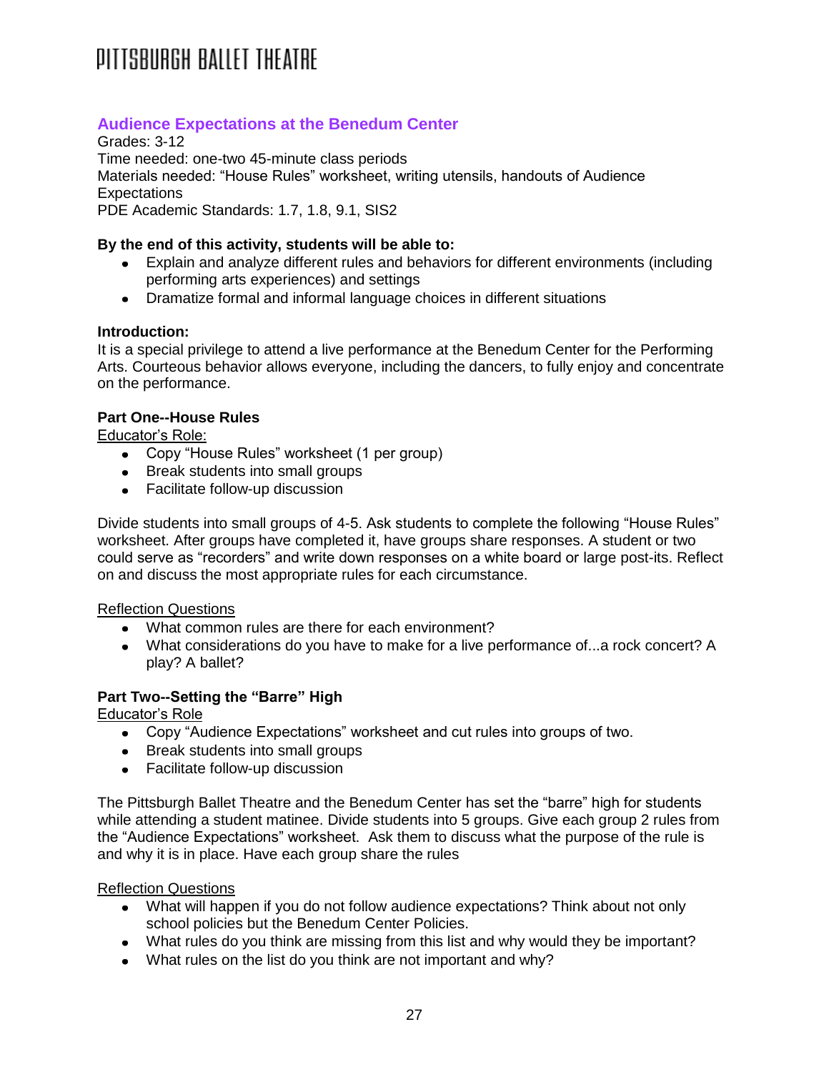## Audience Expectations at the Benedum Center

Grades: 3-12
Time needed: one-two 45-minute class periods
Materials needed: "House Rules" worksheet, writing utensils, handouts of Audience Expectations
PDE Academic Standards: 1.7, 1.8, 9.1, SIS2

**By the end of this activity, students will be able to:**

- Explain and analyze different rules and behaviors for different environments (including performing arts experiences) and settings
- Dramatize formal and informal language choices in different situations

**Introduction:**
It is a special privilege to attend a live performance at the Benedum Center for the Performing Arts. Courteous behavior allows everyone, including the dancers, to fully enjoy and concentrate on the performance.

**Part One--House Rules**

Educator's Role:

- Copy "House Rules" worksheet (1 per group)
- Break students into small groups
- Facilitate follow-up discussion

Divide students into small groups of 4-5. Ask students to complete the following "House Rules" worksheet. After groups have completed it, have groups share responses. A student or two could serve as "recorders" and write down responses on a white board or large post-its. Reflect on and discuss the most appropriate rules for each circumstance.

Reflection Questions

- What common rules are there for each environment?
- What considerations do you have to make for a live performance of...a rock concert? A play? A ballet?

**Part Two--Setting the "Barre" High**

Educator's Role

- Copy "Audience Expectations" worksheet and cut rules into groups of two.
- Break students into small groups
- Facilitate follow-up discussion

The Pittsburgh Ballet Theatre and the Benedum Center has set the "barre" high for students while attending a student matinee. Divide students into 5 groups. Give each group 2 rules from the "Audience Expectations" worksheet. Ask them to discuss what the purpose of the rule is and why it is in place. Have each group share the rules

Reflection Questions

- What will happen if you do not follow audience expectations? Think about not only school policies but the Benedum Center Policies.
- What rules do you think are missing from this list and why would they be important?
- What rules on the list do you think are not important and why?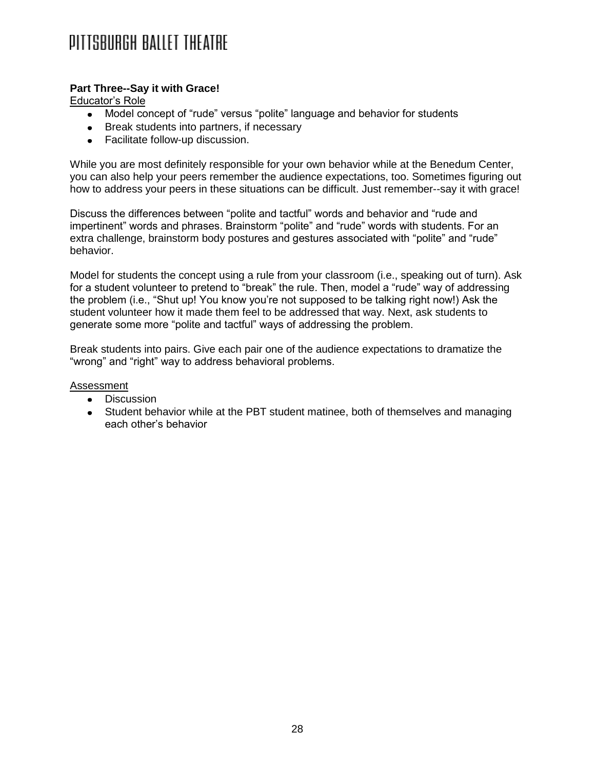## Part Three--Say it with Grace!

Educator's Role

- Model concept of "rude" versus "polite" language and behavior for students
- Break students into partners, if necessary
- Facilitate follow-up discussion.

While you are most definitely responsible for your own behavior while at the Benedum Center, you can also help your peers remember the audience expectations, too. Sometimes figuring out how to address your peers in these situations can be difficult. Just remember--say it with grace!

Discuss the differences between "polite and tactful" words and behavior and "rude and impertinent" words and phrases. Brainstorm "polite" and "rude" words with students. For an extra challenge, brainstorm body postures and gestures associated with "polite" and "rude" behavior.

Model for students the concept using a rule from your classroom (i.e., speaking out of turn). Ask for a student volunteer to pretend to "break" the rule. Then, model a "rude" way of addressing the problem (i.e., "Shut up! You know you're not supposed to be talking right now!) Ask the student volunteer how it made them feel to be addressed that way. Next, ask students to generate some more "polite and tactful" ways of addressing the problem.

Break students into pairs. Give each pair one of the audience expectations to dramatize the "wrong" and "right" way to address behavioral problems.

Assessment

- Discussion
- Student behavior while at the PBT student matinee, both of themselves and managing each other's behavior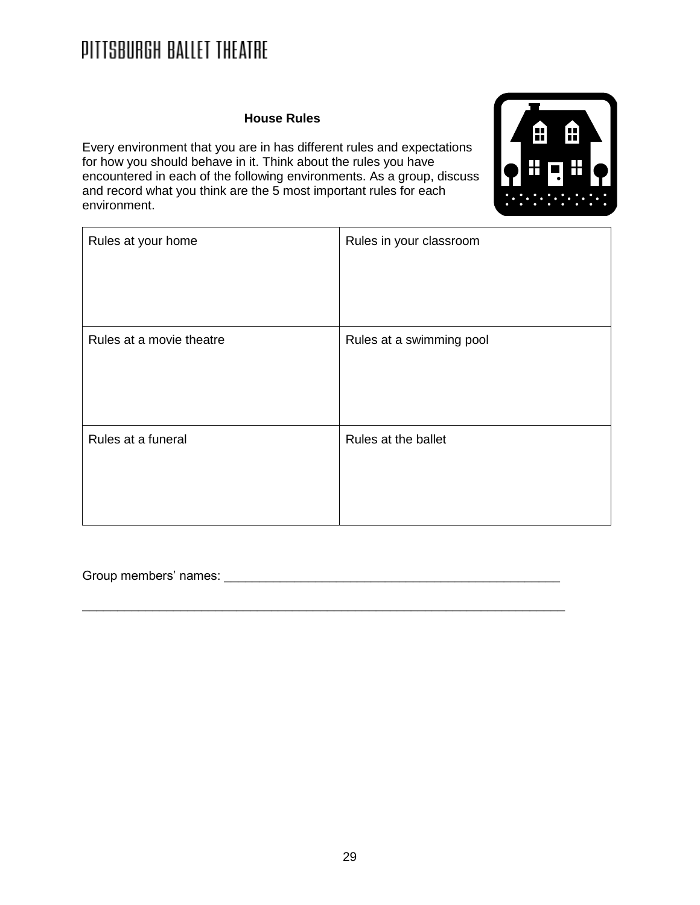### House Rules

Every environment that you are in has different rules and expectations for how you should behave in it. Think about the rules you have encountered in each of the following environments. As a group, discuss and record what you think are the 5 most important rules for each environment.

| Rules at your home | Rules in your classroom |
|---|---|
| Rules at a movie theatre | Rules at a swimming pool |
| Rules at a funeral | Rules at the ballet |

Group members' names: ________________________________________________

______________________________________________________________________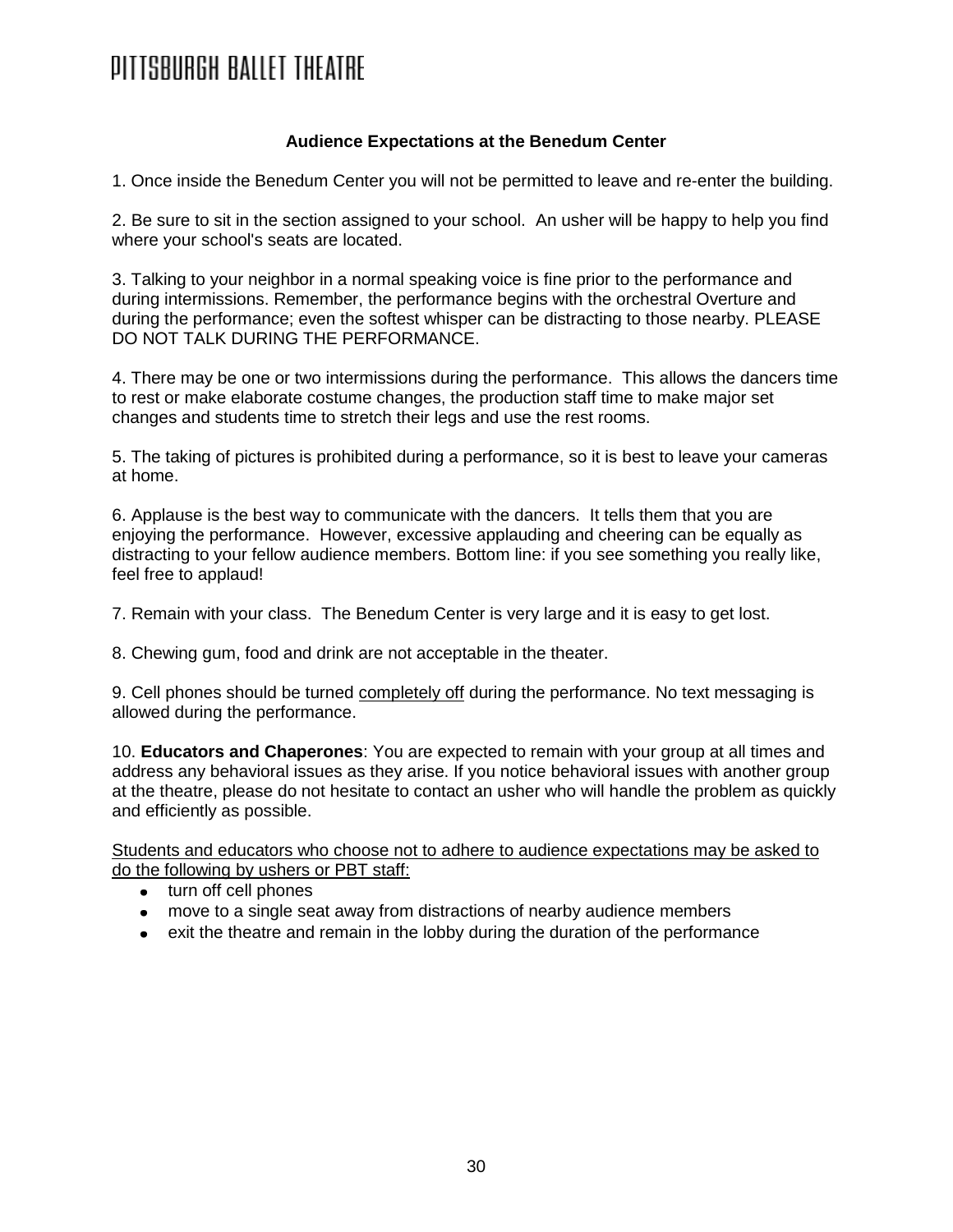## Audience Expectations at the Benedum Center

1. Once inside the Benedum Center you will not be permitted to leave and re-enter the building.

2. Be sure to sit in the section assigned to your school. An usher will be happy to help you find where your school's seats are located.

3. Talking to your neighbor in a normal speaking voice is fine prior to the performance and during intermissions. Remember, the performance begins with the orchestral Overture and during the performance; even the softest whisper can be distracting to those nearby. PLEASE DO NOT TALK DURING THE PERFORMANCE.

4. There may be one or two intermissions during the performance. This allows the dancers time to rest or make elaborate costume changes, the production staff time to make major set changes and students time to stretch their legs and use the rest rooms.

5. The taking of pictures is prohibited during a performance, so it is best to leave your cameras at home.

6. Applause is the best way to communicate with the dancers. It tells them that you are enjoying the performance. However, excessive applauding and cheering can be equally as distracting to your fellow audience members. Bottom line: if you see something you really like, feel free to applaud!

7. Remain with your class. The Benedum Center is very large and it is easy to get lost.

8. Chewing gum, food and drink are not acceptable in the theater.

9. Cell phones should be turned completely off during the performance. No text messaging is allowed during the performance.

10. **Educators and Chaperones**: You are expected to remain with your group at all times and address any behavioral issues as they arise. If you notice behavioral issues with another group at the theatre, please do not hesitate to contact an usher who will handle the problem as quickly and efficiently as possible.

Students and educators who choose not to adhere to audience expectations may be asked to do the following by ushers or PBT staff:

- turn off cell phones
- move to a single seat away from distractions of nearby audience members
- exit the theatre and remain in the lobby during the duration of the performance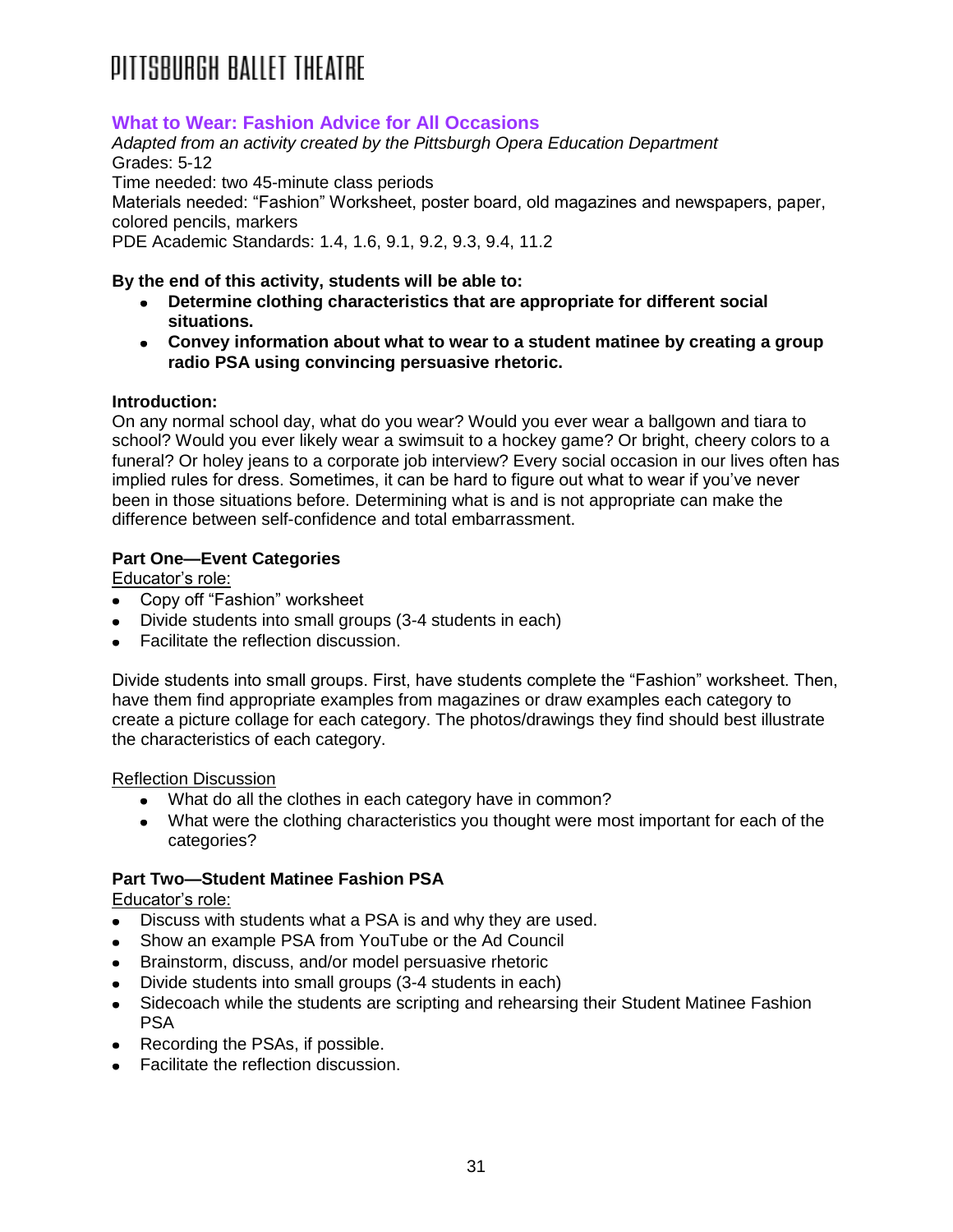## What to Wear: Fashion Advice for All Occasions

*Adapted from an activity created by the Pittsburgh Opera Education Department*
Grades: 5-12
Time needed: two 45-minute class periods
Materials needed: "Fashion" Worksheet, poster board, old magazines and newspapers, paper, colored pencils, markers
PDE Academic Standards: 1.4, 1.6, 9.1, 9.2, 9.3, 9.4, 11.2

**By the end of this activity, students will be able to:**

- **Determine clothing characteristics that are appropriate for different social situations.**
- **Convey information about what to wear to a student matinee by creating a group radio PSA using convincing persuasive rhetoric.**

**Introduction:**
On any normal school day, what do you wear? Would you ever wear a ballgown and tiara to school? Would you ever likely wear a swimsuit to a hockey game? Or bright, cheery colors to a funeral? Or holey jeans to a corporate job interview? Every social occasion in our lives often has implied rules for dress. Sometimes, it can be hard to figure out what to wear if you've never been in those situations before. Determining what is and is not appropriate can make the difference between self-confidence and total embarrassment.

**Part One—Event Categories**

Educator's role:

- Copy off "Fashion" worksheet
- Divide students into small groups (3-4 students in each)
- Facilitate the reflection discussion.

Divide students into small groups. First, have students complete the "Fashion" worksheet. Then, have them find appropriate examples from magazines or draw examples each category to create a picture collage for each category. The photos/drawings they find should best illustrate the characteristics of each category.

Reflection Discussion

- What do all the clothes in each category have in common?
- What were the clothing characteristics you thought were most important for each of the categories?

**Part Two—Student Matinee Fashion PSA**

Educator's role:

- Discuss with students what a PSA is and why they are used.
- Show an example PSA from YouTube or the Ad Council
- Brainstorm, discuss, and/or model persuasive rhetoric
- Divide students into small groups (3-4 students in each)
- Sidecoach while the students are scripting and rehearsing their Student Matinee Fashion PSA
- Recording the PSAs, if possible.
- Facilitate the reflection discussion.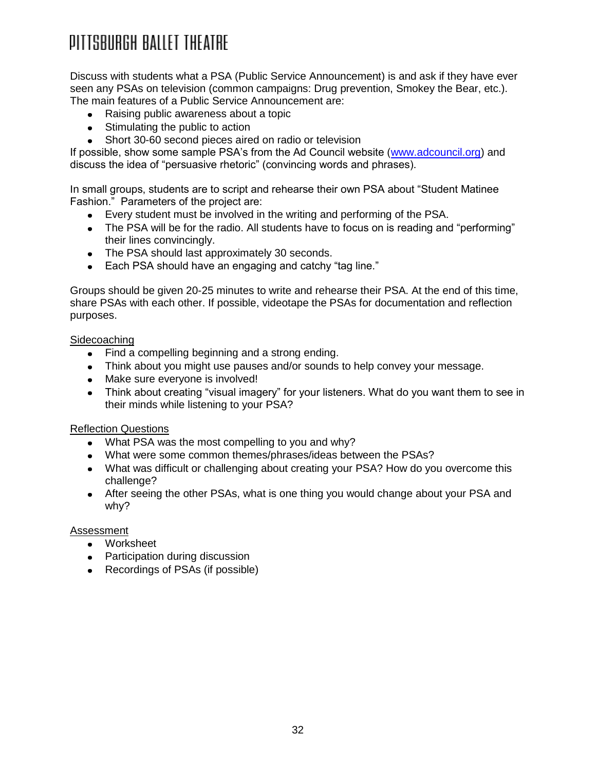Discuss with students what a PSA (Public Service Announcement) is and ask if they have ever seen any PSAs on television (common campaigns: Drug prevention, Smokey the Bear, etc.). The main features of a Public Service Announcement are:

- Raising public awareness about a topic
- Stimulating the public to action
- Short 30-60 second pieces aired on radio or television

If possible, show some sample PSA's from the Ad Council website ([www.adcouncil.org](http://www.adcouncil.org)) and discuss the idea of "persuasive rhetoric" (convincing words and phrases).

In small groups, students are to script and rehearse their own PSA about "Student Matinee Fashion." Parameters of the project are:

- Every student must be involved in the writing and performing of the PSA.
- The PSA will be for the radio. All students have to focus on is reading and "performing" their lines convincingly.
- The PSA should last approximately 30 seconds.
- Each PSA should have an engaging and catchy "tag line."

Groups should be given 20-25 minutes to write and rehearse their PSA. At the end of this time, share PSAs with each other. If possible, videotape the PSAs for documentation and reflection purposes.

<u>Sidecoaching</u>

- Find a compelling beginning and a strong ending.
- Think about you might use pauses and/or sounds to help convey your message.
- Make sure everyone is involved!
- Think about creating "visual imagery" for your listeners. What do you want them to see in their minds while listening to your PSA?

<u>Reflection Questions</u>

- What PSA was the most compelling to you and why?
- What were some common themes/phrases/ideas between the PSAs?
- What was difficult or challenging about creating your PSA? How do you overcome this challenge?
- After seeing the other PSAs, what is one thing you would change about your PSA and why?

<u>Assessment</u>

- Worksheet
- Participation during discussion
- Recordings of PSAs (if possible)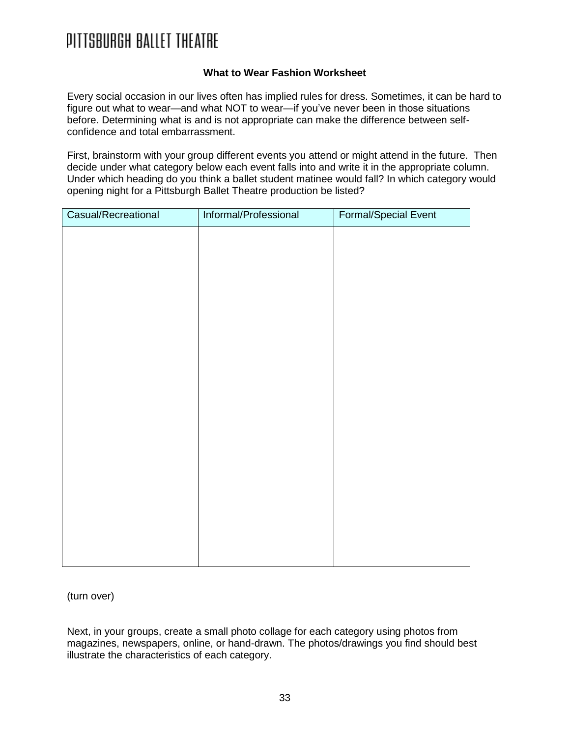# PITTSBURGH BALLET THEATRE

**What to Wear Fashion Worksheet**

Every social occasion in our lives often has implied rules for dress. Sometimes, it can be hard to figure out what to wear—and what NOT to wear—if you've never been in those situations before. Determining what is and is not appropriate can make the difference between self-confidence and total embarrassment.

First, brainstorm with your group different events you attend or might attend in the future. Then decide under what category below each event falls into and write it in the appropriate column. Under which heading do you think a ballet student matinee would fall? In which category would opening night for a Pittsburgh Ballet Theatre production be listed?

| Casual/Recreational | Informal/Professional | Formal/Special Event |
|---|---|---|
| | | |

(turn over)

Next, in your groups, create a small photo collage for each category using photos from magazines, newspapers, online, or hand-drawn. The photos/drawings you find should best illustrate the characteristics of each category.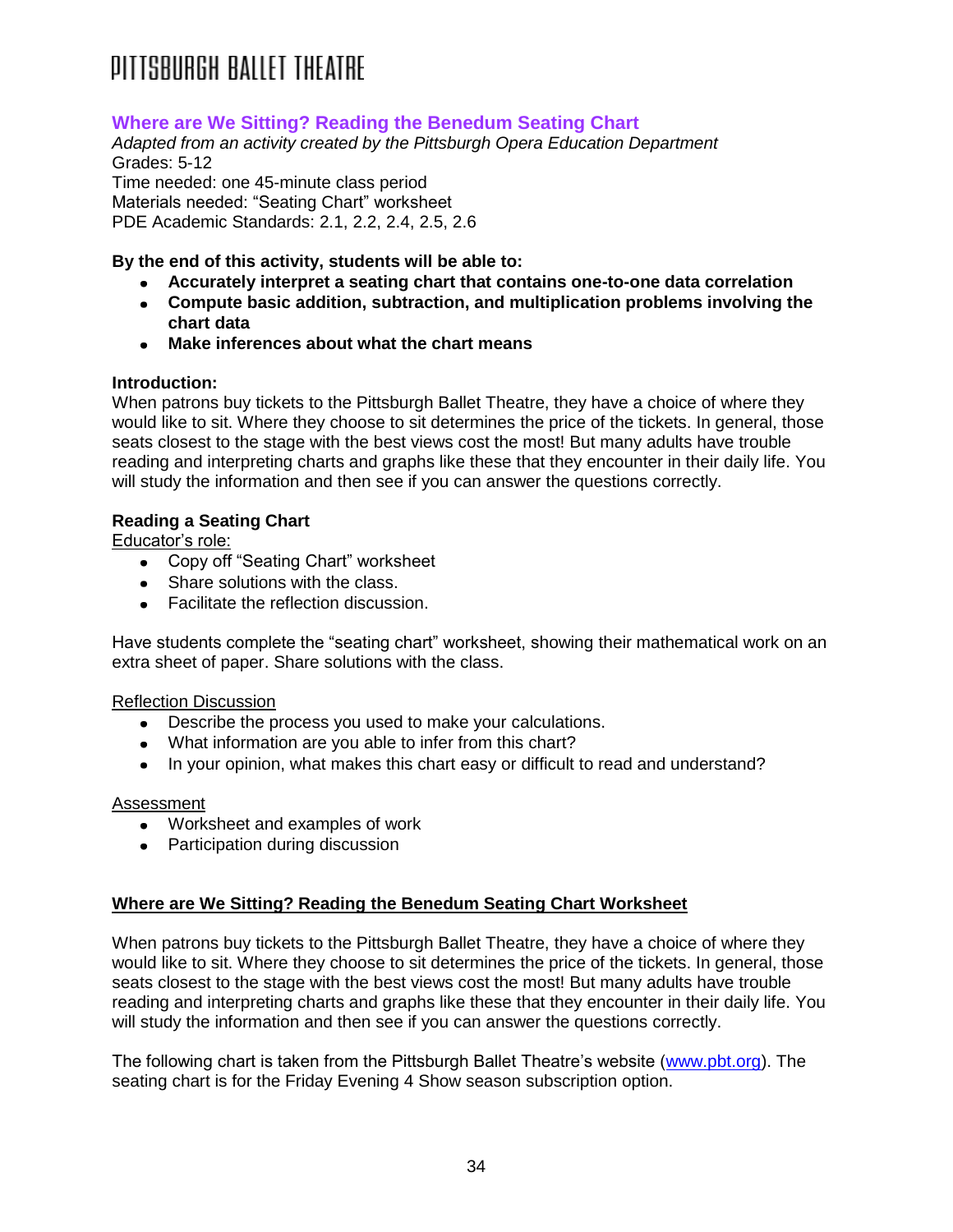## Where are We Sitting? Reading the Benedum Seating Chart

*Adapted from an activity created by the Pittsburgh Opera Education Department*
Grades: 5-12
Time needed: one 45-minute class period
Materials needed: "Seating Chart" worksheet
PDE Academic Standards: 2.1, 2.2, 2.4, 2.5, 2.6

**By the end of this activity, students will be able to:**

- **Accurately interpret a seating chart that contains one-to-one data correlation**
- **Compute basic addition, subtraction, and multiplication problems involving the chart data**
- **Make inferences about what the chart means**

**Introduction:**
When patrons buy tickets to the Pittsburgh Ballet Theatre, they have a choice of where they would like to sit. Where they choose to sit determines the price of the tickets. In general, those seats closest to the stage with the best views cost the most! But many adults have trouble reading and interpreting charts and graphs like these that they encounter in their daily life. You will study the information and then see if you can answer the questions correctly.

**Reading a Seating Chart**
Educator's role:

- Copy off "Seating Chart" worksheet
- Share solutions with the class.
- Facilitate the reflection discussion.

Have students complete the "seating chart" worksheet, showing their mathematical work on an extra sheet of paper. Share solutions with the class.

Reflection Discussion

- Describe the process you used to make your calculations.
- What information are you able to infer from this chart?
- In your opinion, what makes this chart easy or difficult to read and understand?

Assessment

- Worksheet and examples of work
- Participation during discussion

**Where are We Sitting? Reading the Benedum Seating Chart Worksheet**

When patrons buy tickets to the Pittsburgh Ballet Theatre, they have a choice of where they would like to sit. Where they choose to sit determines the price of the tickets. In general, those seats closest to the stage with the best views cost the most! But many adults have trouble reading and interpreting charts and graphs like these that they encounter in their daily life. You will study the information and then see if you can answer the questions correctly.

The following chart is taken from the Pittsburgh Ballet Theatre's website (www.pbt.org). The seating chart is for the Friday Evening 4 Show season subscription option.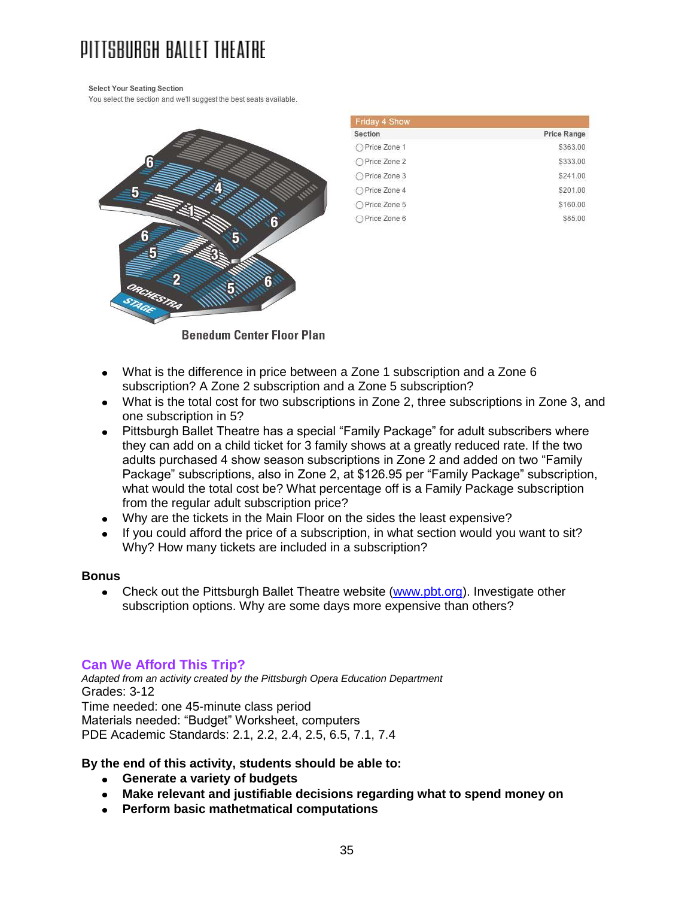# PITTSBURGH BALLET THEATRE

**Select Your Seating Section**
You select the section and we'll suggest the best seats available.

| Friday 4 Show | |
|---|---|
| **Section** | **Price Range** |
| Price Zone 1 | $363.00 |
| Price Zone 2 | $333.00 |
| Price Zone 3 | $241.00 |
| Price Zone 4 | $201.00 |
| Price Zone 5 | $160.00 |
| Price Zone 6 | $85.00 |

Benedum Center Floor Plan

- What is the difference in price between a Zone 1 subscription and a Zone 6 subscription? A Zone 2 subscription and a Zone 5 subscription?
- What is the total cost for two subscriptions in Zone 2, three subscriptions in Zone 3, and one subscription in 5?
- Pittsburgh Ballet Theatre has a special "Family Package" for adult subscribers where they can add on a child ticket for 3 family shows at a greatly reduced rate. If the two adults purchased 4 show season subscriptions in Zone 2 and added on two "Family Package" subscriptions, also in Zone 2, at $126.95 per "Family Package" subscription, what would the total cost be? What percentage off is a Family Package subscription from the regular adult subscription price?
- Why are the tickets in the Main Floor on the sides the least expensive?
- If you could afford the price of a subscription, in what section would you want to sit? Why? How many tickets are included in a subscription?

**Bonus**

- Check out the Pittsburgh Ballet Theatre website (www.pbt.org). Investigate other subscription options. Why are some days more expensive than others?

## Can We Afford This Trip?

*Adapted from an activity created by the Pittsburgh Opera Education Department*
Grades: 3-12
Time needed: one 45-minute class period
Materials needed: "Budget" Worksheet, computers
PDE Academic Standards: 2.1, 2.2, 2.4, 2.5, 6.5, 7.1, 7.4

**By the end of this activity, students should be able to:**

- **Generate a variety of budgets**
- **Make relevant and justifiable decisions regarding what to spend money on**
- **Perform basic mathetmatical computations**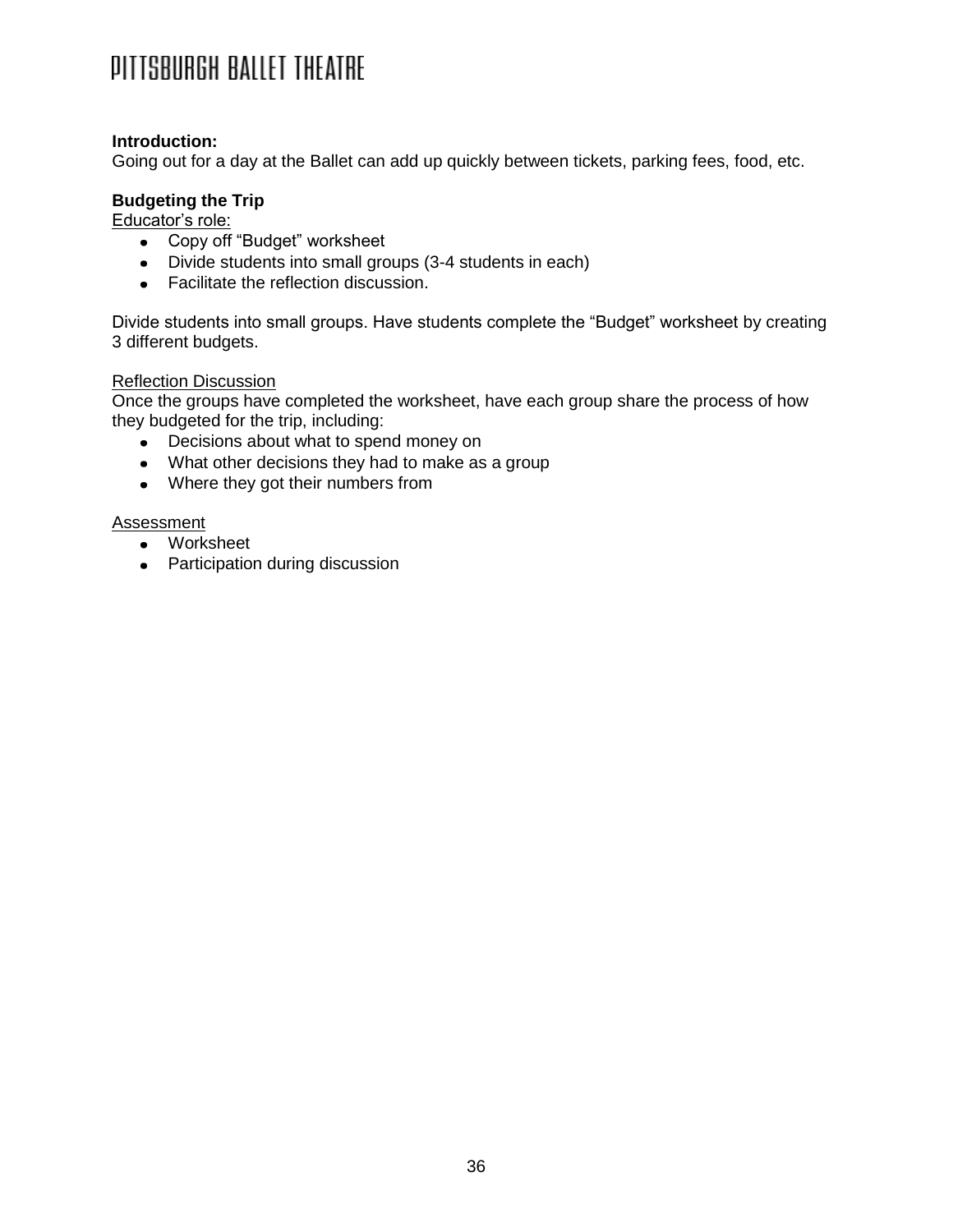**Introduction:**
Going out for a day at the Ballet can add up quickly between tickets, parking fees, food, etc.

**Budgeting the Trip**

Educator's role:

- Copy off "Budget" worksheet
- Divide students into small groups (3-4 students in each)
- Facilitate the reflection discussion.

Divide students into small groups. Have students complete the "Budget" worksheet by creating 3 different budgets.

Reflection Discussion

Once the groups have completed the worksheet, have each group share the process of how they budgeted for the trip, including:

- Decisions about what to spend money on
- What other decisions they had to make as a group
- Where they got their numbers from

Assessment

- Worksheet
- Participation during discussion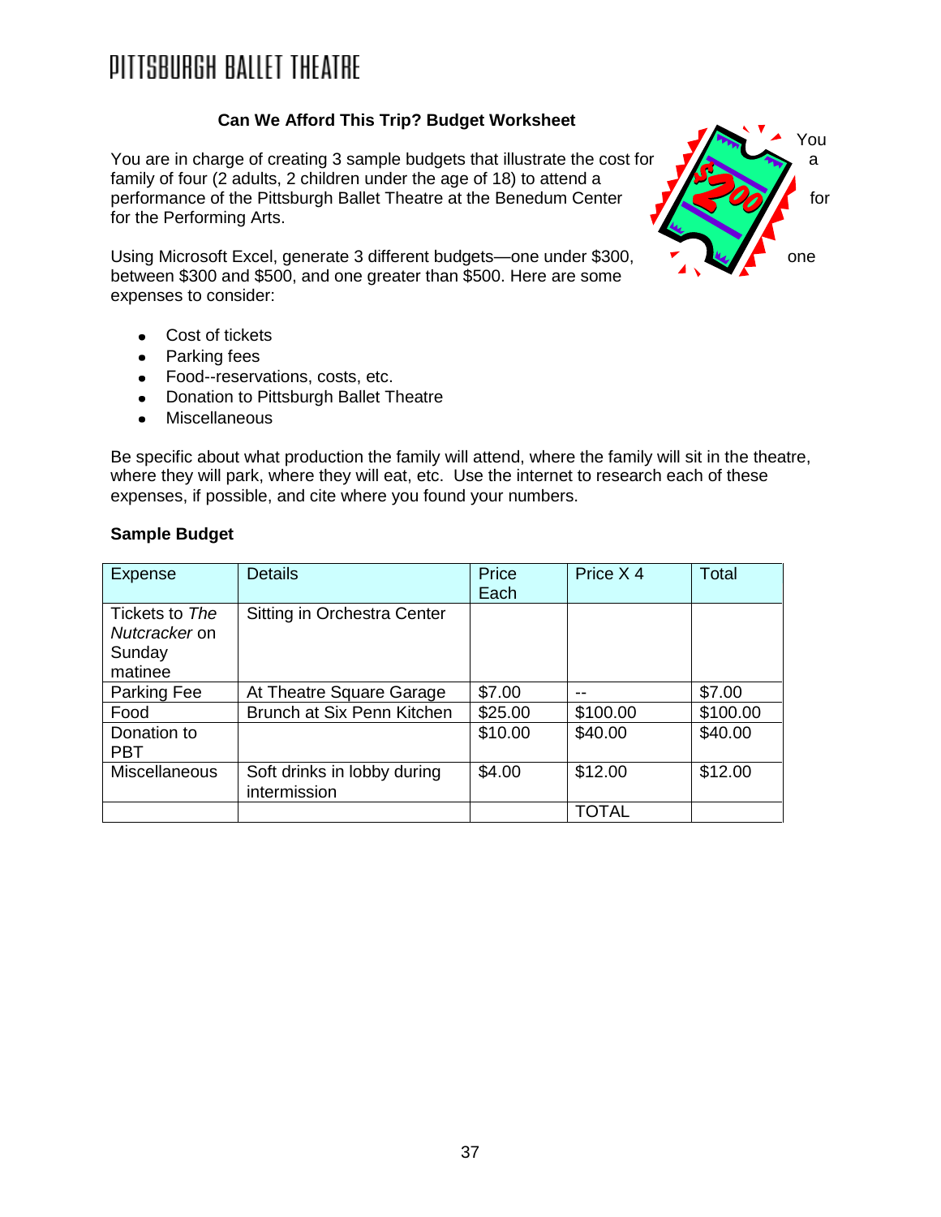# PITTSBURGH BALLET THEATRE

**Can We Afford This Trip? Budget Worksheet**

You are in charge of creating 3 sample budgets that illustrate the cost for a family of four (2 adults, 2 children under the age of 18) to attend a performance of the Pittsburgh Ballet Theatre at the Benedum Center for the Performing Arts.

Using Microsoft Excel, generate 3 different budgets—one under $300, one between $300 and $500, and one greater than $500. Here are some expenses to consider:

- Cost of tickets
- Parking fees
- Food--reservations, costs, etc.
- Donation to Pittsburgh Ballet Theatre
- Miscellaneous

Be specific about what production the family will attend, where the family will sit in the theatre, where they will park, where they will eat, etc. Use the internet to research each of these expenses, if possible, and cite where you found your numbers.

**Sample Budget**

| Expense | Details | Price Each | Price X 4 | Total |
|---|---|---|---|---|
| Tickets to *The Nutcracker* on Sunday matinee | Sitting in Orchestra Center | | | |
| Parking Fee | At Theatre Square Garage | $7.00 | -- | $7.00 |
| Food | Brunch at Six Penn Kitchen | $25.00 | $100.00 | $100.00 |
| Donation to PBT | | $10.00 | $40.00 | $40.00 |
| Miscellaneous | Soft drinks in lobby during intermission | $4.00 | $12.00 | $12.00 |
| | | | TOTAL | |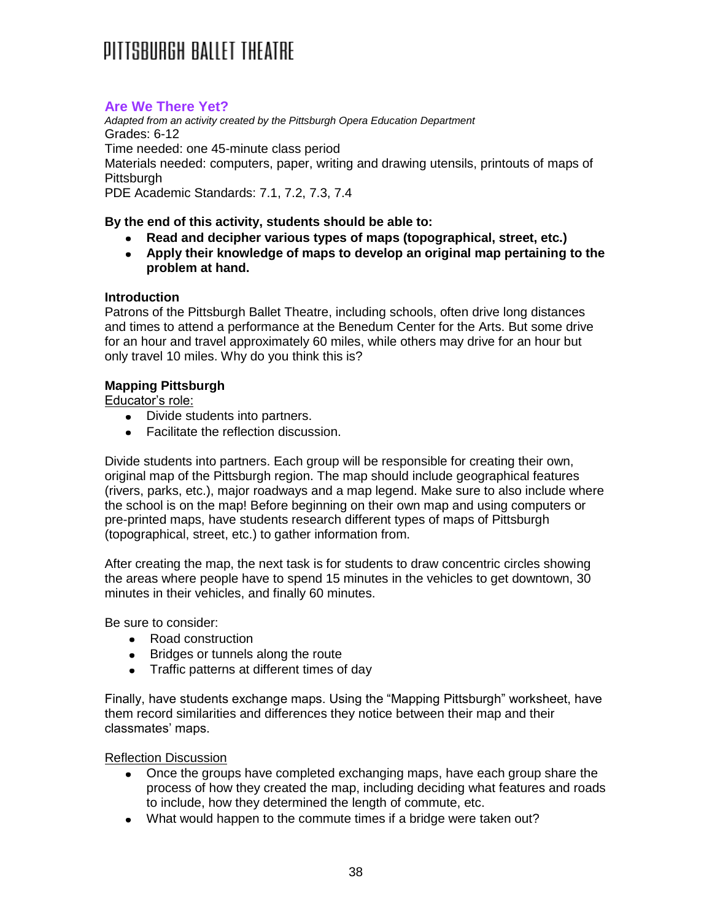## Are We There Yet?

*Adapted from an activity created by the Pittsburgh Opera Education Department*

Grades: 6-12

Time needed: one 45-minute class period

Materials needed: computers, paper, writing and drawing utensils, printouts of maps of Pittsburgh

PDE Academic Standards: 7.1, 7.2, 7.3, 7.4

**By the end of this activity, students should be able to:**

- **Read and decipher various types of maps (topographical, street, etc.)**
- **Apply their knowledge of maps to develop an original map pertaining to the problem at hand.**

**Introduction**

Patrons of the Pittsburgh Ballet Theatre, including schools, often drive long distances and times to attend a performance at the Benedum Center for the Arts. But some drive for an hour and travel approximately 60 miles, while others may drive for an hour but only travel 10 miles. Why do you think this is?

**Mapping Pittsburgh**

Educator's role:

- Divide students into partners.
- Facilitate the reflection discussion.

Divide students into partners. Each group will be responsible for creating their own, original map of the Pittsburgh region. The map should include geographical features (rivers, parks, etc.), major roadways and a map legend. Make sure to also include where the school is on the map! Before beginning on their own map and using computers or pre-printed maps, have students research different types of maps of Pittsburgh (topographical, street, etc.) to gather information from.

After creating the map, the next task is for students to draw concentric circles showing the areas where people have to spend 15 minutes in the vehicles to get downtown, 30 minutes in their vehicles, and finally 60 minutes.

Be sure to consider:

- Road construction
- Bridges or tunnels along the route
- Traffic patterns at different times of day

Finally, have students exchange maps. Using the "Mapping Pittsburgh" worksheet, have them record similarities and differences they notice between their map and their classmates' maps.

Reflection Discussion

- Once the groups have completed exchanging maps, have each group share the process of how they created the map, including deciding what features and roads to include, how they determined the length of commute, etc.
- What would happen to the commute times if a bridge were taken out?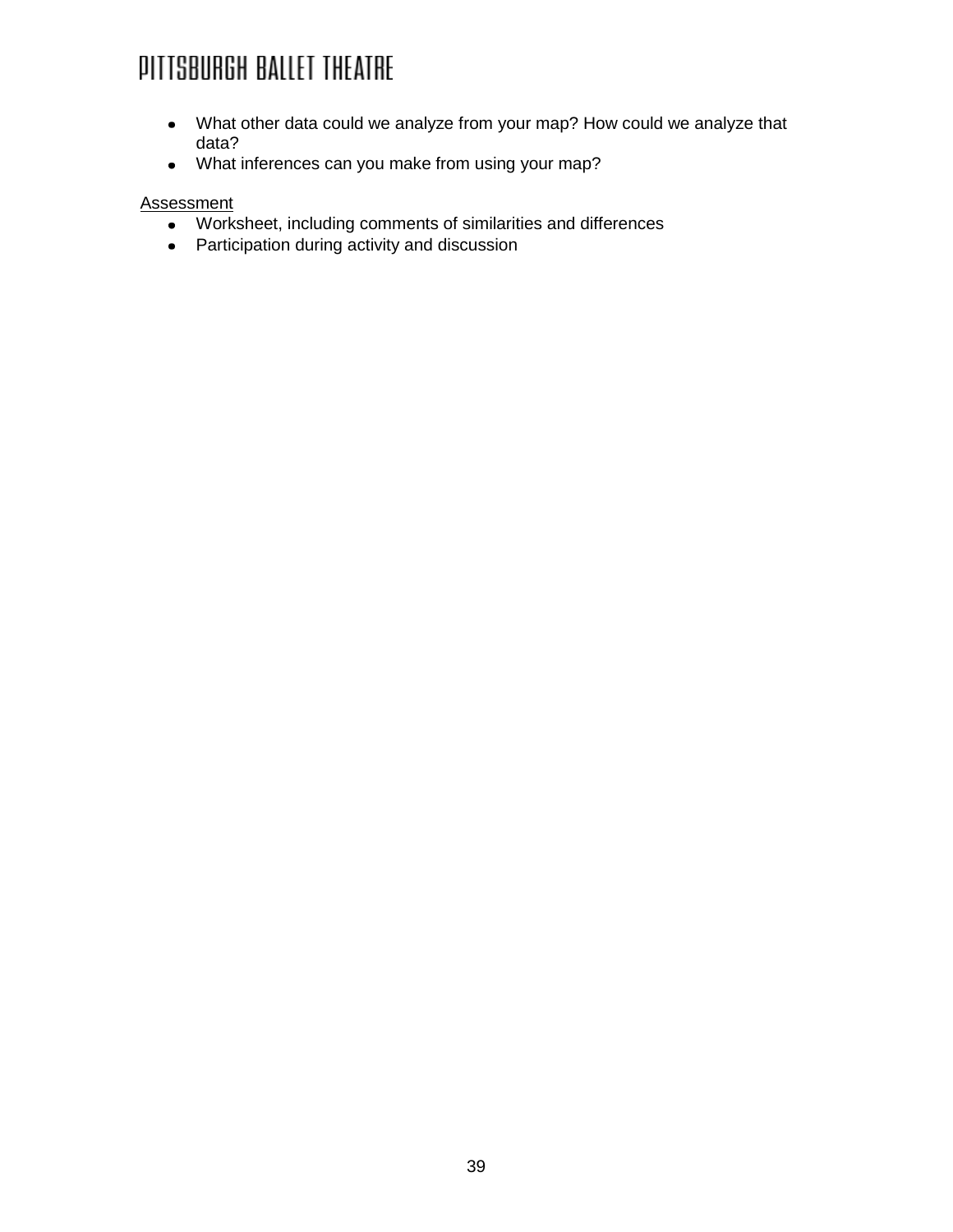- What other data could we analyze from your map? How could we analyze that data?
- What inferences can you make from using your map?

Assessment

- Worksheet, including comments of similarities and differences
- Participation during activity and discussion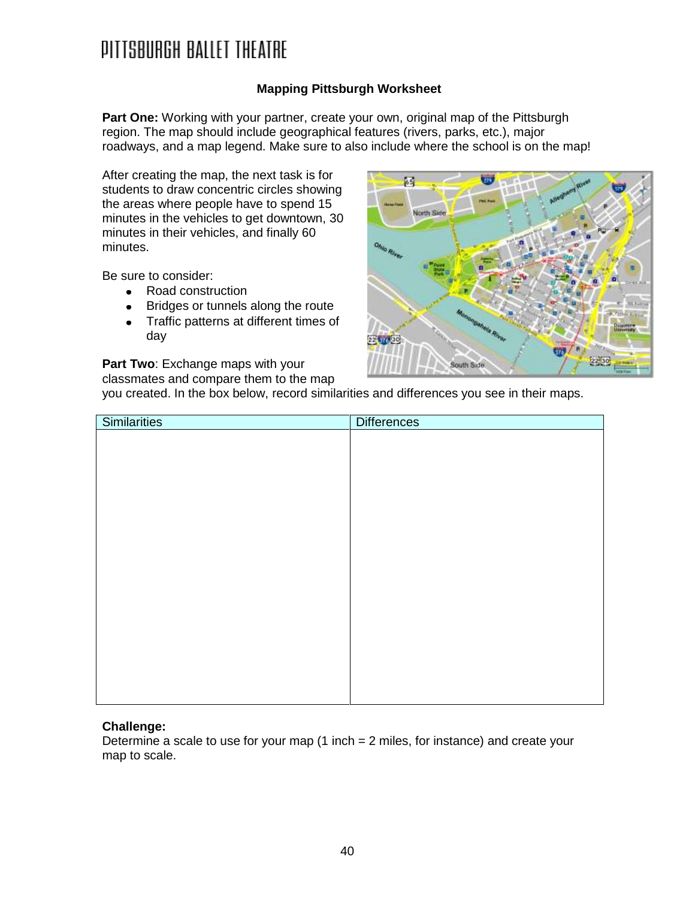# PITTSBURGH BALLET THEATRE

## Mapping Pittsburgh Worksheet

**Part One:** Working with your partner, create your own, original map of the Pittsburgh region. The map should include geographical features (rivers, parks, etc.), major roadways, and a map legend. Make sure to also include where the school is on the map!

After creating the map, the next task is for students to draw concentric circles showing the areas where people have to spend 15 minutes in the vehicles to get downtown, 30 minutes in their vehicles, and finally 60 minutes.

Be sure to consider:

- Road construction
- Bridges or tunnels along the route
- Traffic patterns at different times of day

**Part Two**: Exchange maps with your classmates and compare them to the map you created. In the box below, record similarities and differences you see in their maps.

| Similarities | Differences |
|---|---|
| | |

**Challenge:**
Determine a scale to use for your map (1 inch = 2 miles, for instance) and create your map to scale.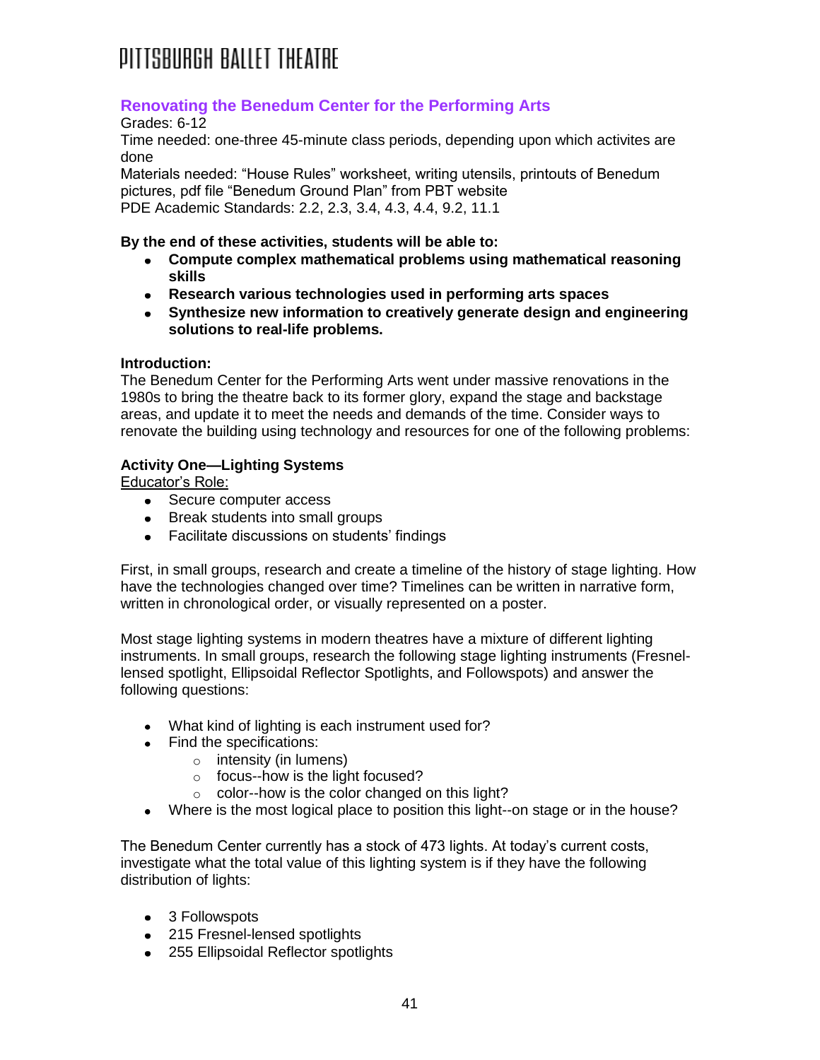## Renovating the Benedum Center for the Performing Arts

Grades: 6-12
Time needed: one-three 45-minute class periods, depending upon which activites are done
Materials needed: "House Rules" worksheet, writing utensils, printouts of Benedum pictures, pdf file "Benedum Ground Plan" from PBT website
PDE Academic Standards: 2.2, 2.3, 3.4, 4.3, 4.4, 9.2, 11.1

**By the end of these activities, students will be able to:**

- **Compute complex mathematical problems using mathematical reasoning skills**
- **Research various technologies used in performing arts spaces**
- **Synthesize new information to creatively generate design and engineering solutions to real-life problems.**

**Introduction:**
The Benedum Center for the Performing Arts went under massive renovations in the 1980s to bring the theatre back to its former glory, expand the stage and backstage areas, and update it to meet the needs and demands of the time. Consider ways to renovate the building using technology and resources for one of the following problems:

**Activity One—Lighting Systems**
Educator's Role:

- Secure computer access
- Break students into small groups
- Facilitate discussions on students' findings

First, in small groups, research and create a timeline of the history of stage lighting. How have the technologies changed over time? Timelines can be written in narrative form, written in chronological order, or visually represented on a poster.

Most stage lighting systems in modern theatres have a mixture of different lighting instruments. In small groups, research the following stage lighting instruments (Fresnel-lensed spotlight, Ellipsoidal Reflector Spotlights, and Followspots) and answer the following questions:

- What kind of lighting is each instrument used for?
- Find the specifications:
  - intensity (in lumens)
  - focus--how is the light focused?
  - color--how is the color changed on this light?
- Where is the most logical place to position this light--on stage or in the house?

The Benedum Center currently has a stock of 473 lights. At today's current costs, investigate what the total value of this lighting system is if they have the following distribution of lights:

- 3 Followspots
- 215 Fresnel-lensed spotlights
- 255 Ellipsoidal Reflector spotlights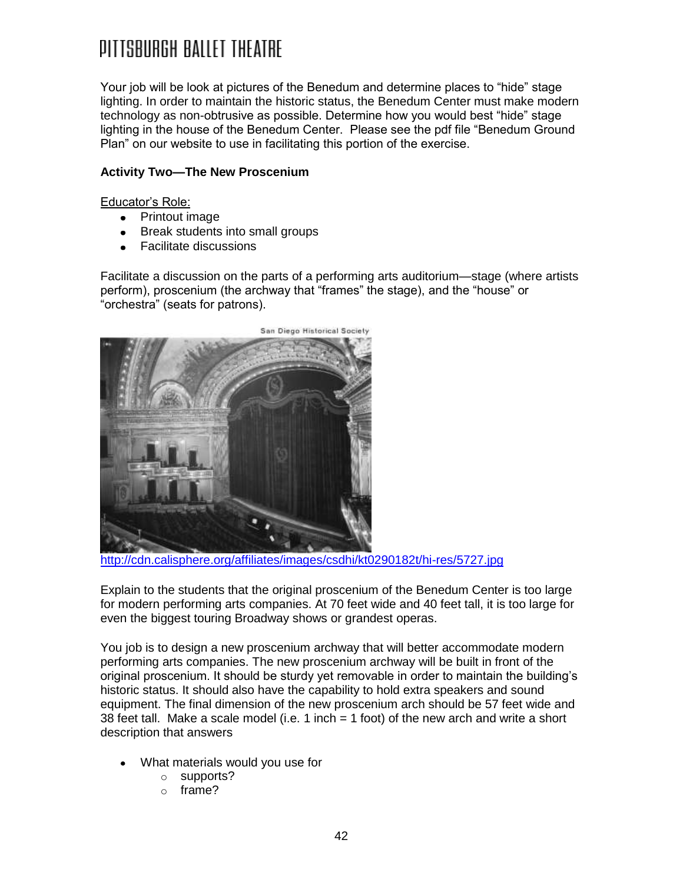Your job will be look at pictures of the Benedum and determine places to "hide" stage lighting. In order to maintain the historic status, the Benedum Center must make modern technology as non-obtrusive as possible. Determine how you would best "hide" stage lighting in the house of the Benedum Center. Please see the pdf file "Benedum Ground Plan" on our website to use in facilitating this portion of the exercise.

**Activity Two—The New Proscenium**

Educator's Role:

- Printout image
- Break students into small groups
- Facilitate discussions

Facilitate a discussion on the parts of a performing arts auditorium—stage (where artists perform), proscenium (the archway that "frames" the stage), and the "house" or "orchestra" (seats for patrons).

San Diego Historical Society

http://cdn.calisphere.org/affiliates/images/csdhi/kt0290182t/hi-res/5727.jpg

Explain to the students that the original proscenium of the Benedum Center is too large for modern performing arts companies. At 70 feet wide and 40 feet tall, it is too large for even the biggest touring Broadway shows or grandest operas.

You job is to design a new proscenium archway that will better accommodate modern performing arts companies. The new proscenium archway will be built in front of the original proscenium. It should be sturdy yet removable in order to maintain the building's historic status. It should also have the capability to hold extra speakers and sound equipment. The final dimension of the new proscenium arch should be 57 feet wide and 38 feet tall. Make a scale model (i.e. 1 inch = 1 foot) of the new arch and write a short description that answers

- What materials would you use for
  - supports?
  - frame?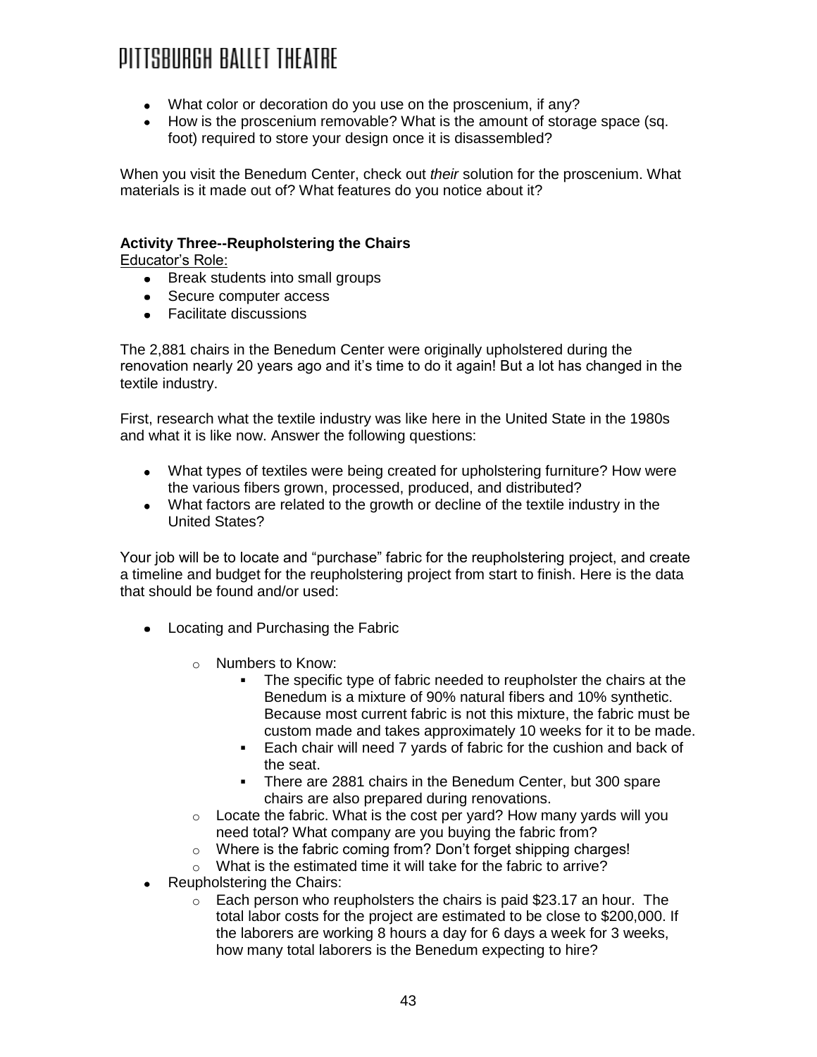- What color or decoration do you use on the proscenium, if any?
- How is the proscenium removable? What is the amount of storage space (sq. foot) required to store your design once it is disassembled?

When you visit the Benedum Center, check out *their* solution for the proscenium. What materials is it made out of? What features do you notice about it?

**Activity Three--Reupholstering the Chairs**

Educator's Role:

- Break students into small groups
- Secure computer access
- Facilitate discussions

The 2,881 chairs in the Benedum Center were originally upholstered during the renovation nearly 20 years ago and it's time to do it again! But a lot has changed in the textile industry.

First, research what the textile industry was like here in the United State in the 1980s and what it is like now. Answer the following questions:

- What types of textiles were being created for upholstering furniture? How were the various fibers grown, processed, produced, and distributed?
- What factors are related to the growth or decline of the textile industry in the United States?

Your job will be to locate and "purchase" fabric for the reupholstering project, and create a timeline and budget for the reupholstering project from start to finish. Here is the data that should be found and/or used:

- Locating and Purchasing the Fabric
  - Numbers to Know:
    - The specific type of fabric needed to reupholster the chairs at the Benedum is a mixture of 90% natural fibers and 10% synthetic. Because most current fabric is not this mixture, the fabric must be custom made and takes approximately 10 weeks for it to be made.
    - Each chair will need 7 yards of fabric for the cushion and back of the seat.
    - There are 2881 chairs in the Benedum Center, but 300 spare chairs are also prepared during renovations.
  - Locate the fabric. What is the cost per yard? How many yards will you need total? What company are you buying the fabric from?
  - Where is the fabric coming from? Don't forget shipping charges!
  - What is the estimated time it will take for the fabric to arrive?
- Reupholstering the Chairs:
  - Each person who reupholsters the chairs is paid $23.17 an hour. The total labor costs for the project are estimated to be close to $200,000. If the laborers are working 8 hours a day for 6 days a week for 3 weeks, how many total laborers is the Benedum expecting to hire?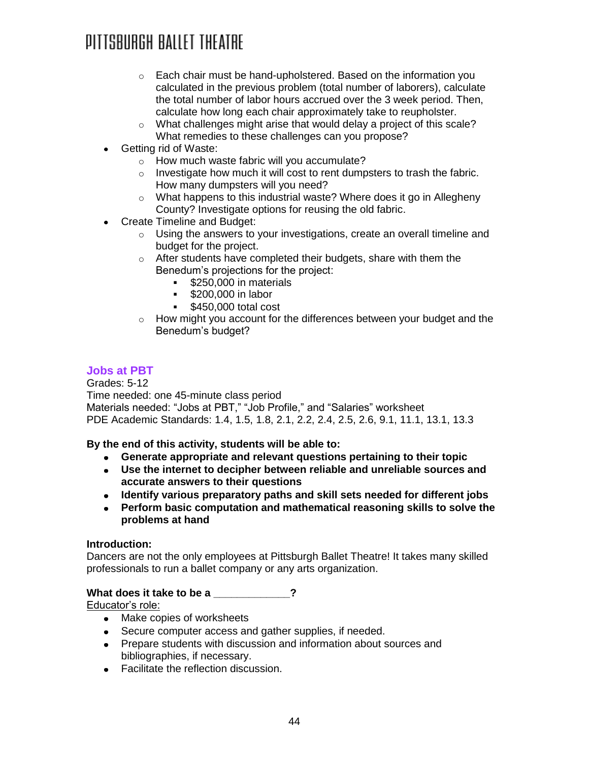- Each chair must be hand-upholstered. Based on the information you calculated in the previous problem (total number of laborers), calculate the total number of labor hours accrued over the 3 week period. Then, calculate how long each chair approximately take to reupholster.
    - What challenges might arise that would delay a project of this scale? What remedies to these challenges can you propose?
- Getting rid of Waste:
    - How much waste fabric will you accumulate?
    - Investigate how much it will cost to rent dumpsters to trash the fabric. How many dumpsters will you need?
    - What happens to this industrial waste? Where does it go in Allegheny County? Investigate options for reusing the old fabric.
- Create Timeline and Budget:
    - Using the answers to your investigations, create an overall timeline and budget for the project.
    - After students have completed their budgets, share with them the Benedum's projections for the project:
        - $250,000 in materials
        - $200,000 in labor
        - $450,000 total cost
    - How might you account for the differences between your budget and the Benedum's budget?

## Jobs at PBT

Grades: 5-12
Time needed: one 45-minute class period
Materials needed: "Jobs at PBT," "Job Profile," and "Salaries" worksheet
PDE Academic Standards: 1.4, 1.5, 1.8, 2.1, 2.2, 2.4, 2.5, 2.6, 9.1, 11.1, 13.1, 13.3

**By the end of this activity, students will be able to:**

- **Generate appropriate and relevant questions pertaining to their topic**
- **Use the internet to decipher between reliable and unreliable sources and accurate answers to their questions**
- **Identify various preparatory paths and skill sets needed for different jobs**
- **Perform basic computation and mathematical reasoning skills to solve the problems at hand**

**Introduction:**
Dancers are not the only employees at Pittsburgh Ballet Theatre! It takes many skilled professionals to run a ballet company or any arts organization.

**What does it take to be a ____________?**

<u>Educator's role:</u>

- Make copies of worksheets
- Secure computer access and gather supplies, if needed.
- Prepare students with discussion and information about sources and bibliographies, if necessary.
- Facilitate the reflection discussion.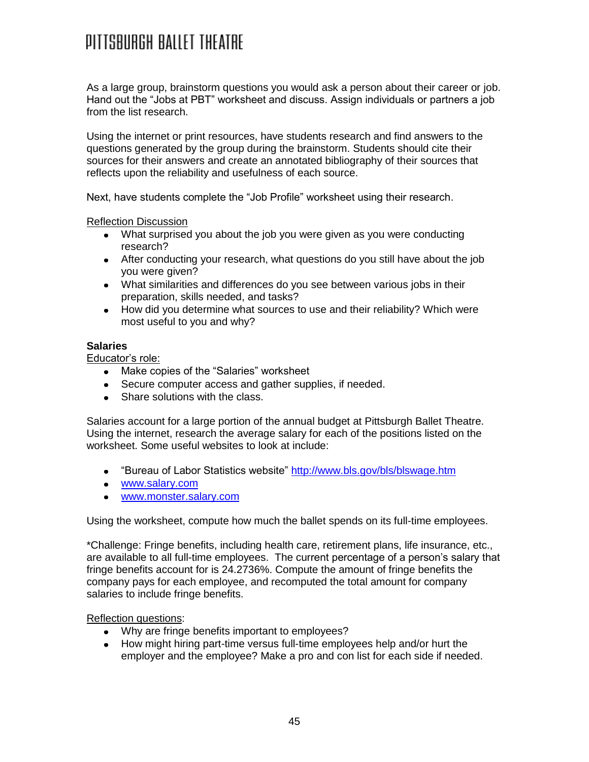As a large group, brainstorm questions you would ask a person about their career or job. Hand out the "Jobs at PBT" worksheet and discuss. Assign individuals or partners a job from the list research.

Using the internet or print resources, have students research and find answers to the questions generated by the group during the brainstorm. Students should cite their sources for their answers and create an annotated bibliography of their sources that reflects upon the reliability and usefulness of each source.

Next, have students complete the "Job Profile" worksheet using their research.

<u>Reflection Discussion</u>

- What surprised you about the job you were given as you were conducting research?
- After conducting your research, what questions do you still have about the job you were given?
- What similarities and differences do you see between various jobs in their preparation, skills needed, and tasks?
- How did you determine what sources to use and their reliability? Which were most useful to you and why?

**Salaries**

<u>Educator's role:</u>

- Make copies of the "Salaries" worksheet
- Secure computer access and gather supplies, if needed.
- Share solutions with the class.

Salaries account for a large portion of the annual budget at Pittsburgh Ballet Theatre. Using the internet, research the average salary for each of the positions listed on the worksheet. Some useful websites to look at include:

- "Bureau of Labor Statistics website" http://www.bls.gov/bls/blswage.htm
- www.salary.com
- www.monster.salary.com

Using the worksheet, compute how much the ballet spends on its full-time employees.

*Challenge: Fringe benefits, including health care, retirement plans, life insurance, etc., are available to all full-time employees. The current percentage of a person's salary that fringe benefits account for is 24.2736%. Compute the amount of fringe benefits the company pays for each employee, and recomputed the total amount for company salaries to include fringe benefits.

<u>Reflection questions</u>:

- Why are fringe benefits important to employees?
- How might hiring part-time versus full-time employees help and/or hurt the employer and the employee? Make a pro and con list for each side if needed.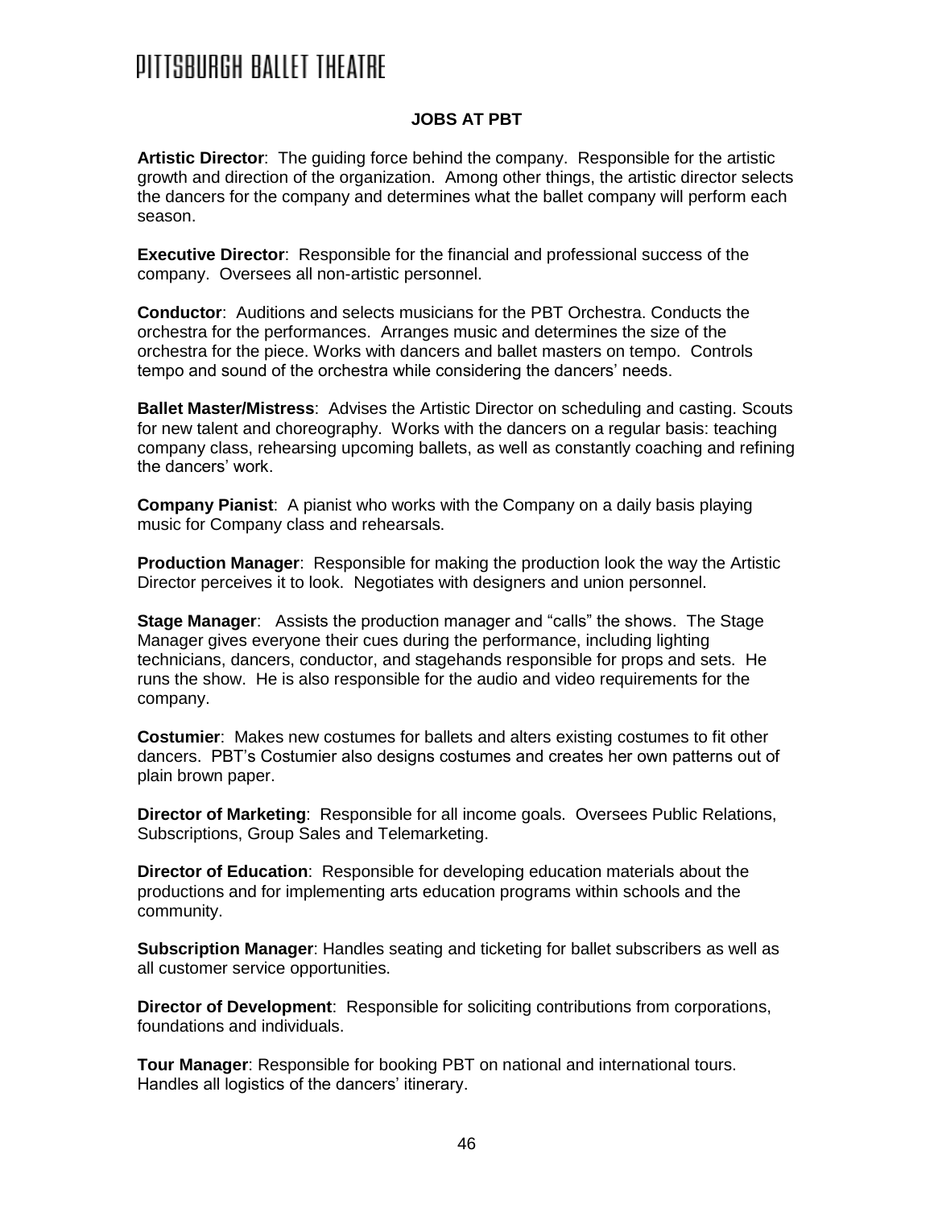## JOBS AT PBT

**Artistic Director**: The guiding force behind the company. Responsible for the artistic growth and direction of the organization. Among other things, the artistic director selects the dancers for the company and determines what the ballet company will perform each season.

**Executive Director**: Responsible for the financial and professional success of the company. Oversees all non-artistic personnel.

**Conductor**: Auditions and selects musicians for the PBT Orchestra. Conducts the orchestra for the performances. Arranges music and determines the size of the orchestra for the piece. Works with dancers and ballet masters on tempo. Controls tempo and sound of the orchestra while considering the dancers' needs.

**Ballet Master/Mistress**: Advises the Artistic Director on scheduling and casting. Scouts for new talent and choreography. Works with the dancers on a regular basis: teaching company class, rehearsing upcoming ballets, as well as constantly coaching and refining the dancers' work.

**Company Pianist**: A pianist who works with the Company on a daily basis playing music for Company class and rehearsals.

**Production Manager**: Responsible for making the production look the way the Artistic Director perceives it to look. Negotiates with designers and union personnel.

**Stage Manager**: Assists the production manager and "calls" the shows. The Stage Manager gives everyone their cues during the performance, including lighting technicians, dancers, conductor, and stagehands responsible for props and sets. He runs the show. He is also responsible for the audio and video requirements for the company.

**Costumier**: Makes new costumes for ballets and alters existing costumes to fit other dancers. PBT's Costumier also designs costumes and creates her own patterns out of plain brown paper.

**Director of Marketing**: Responsible for all income goals. Oversees Public Relations, Subscriptions, Group Sales and Telemarketing.

**Director of Education**: Responsible for developing education materials about the productions and for implementing arts education programs within schools and the community.

**Subscription Manager**: Handles seating and ticketing for ballet subscribers as well as all customer service opportunities.

**Director of Development**: Responsible for soliciting contributions from corporations, foundations and individuals.

**Tour Manager**: Responsible for booking PBT on national and international tours. Handles all logistics of the dancers' itinerary.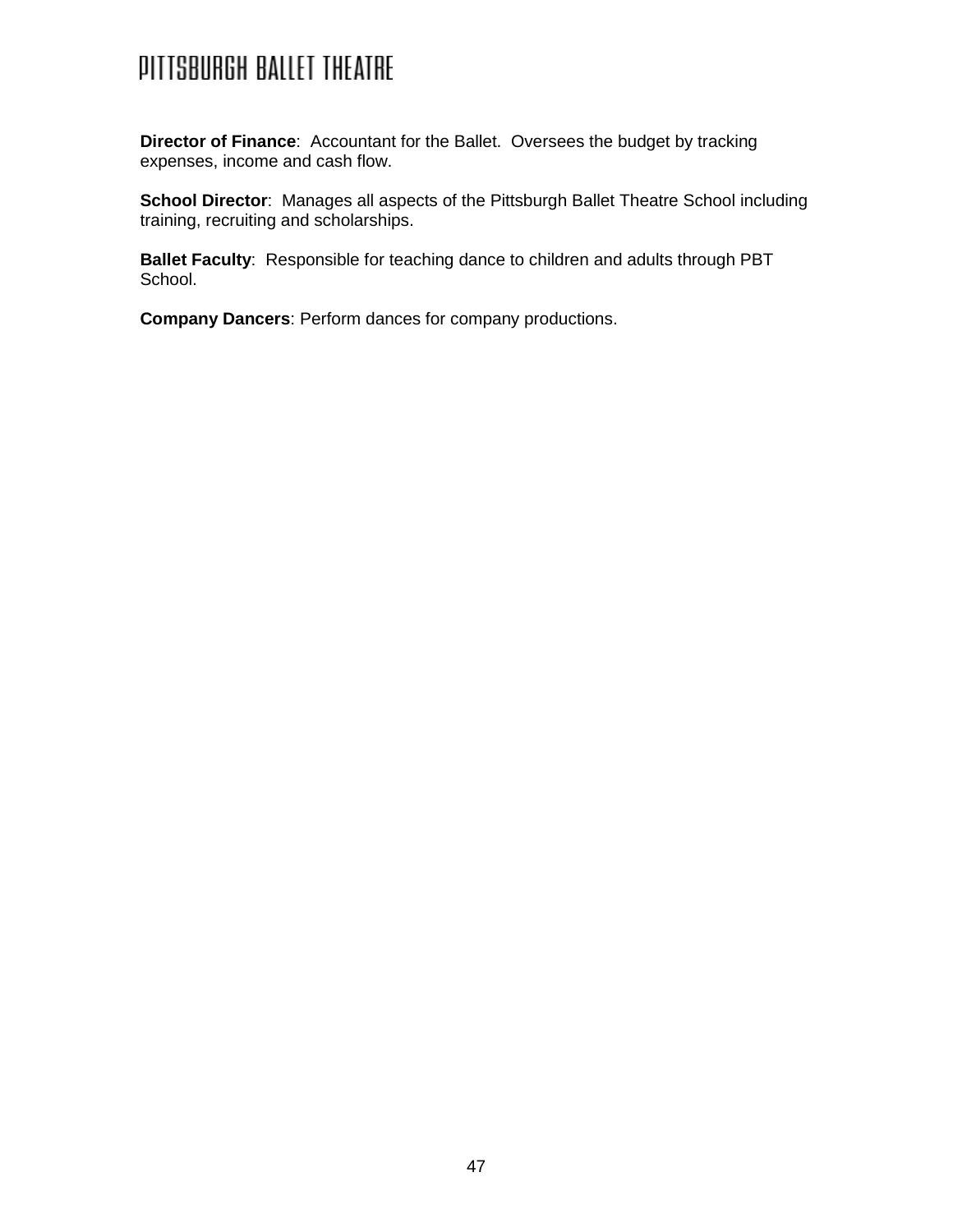**Director of Finance**: Accountant for the Ballet. Oversees the budget by tracking expenses, income and cash flow.

**School Director**: Manages all aspects of the Pittsburgh Ballet Theatre School including training, recruiting and scholarships.

**Ballet Faculty**: Responsible for teaching dance to children and adults through PBT School.

**Company Dancers**: Perform dances for company productions.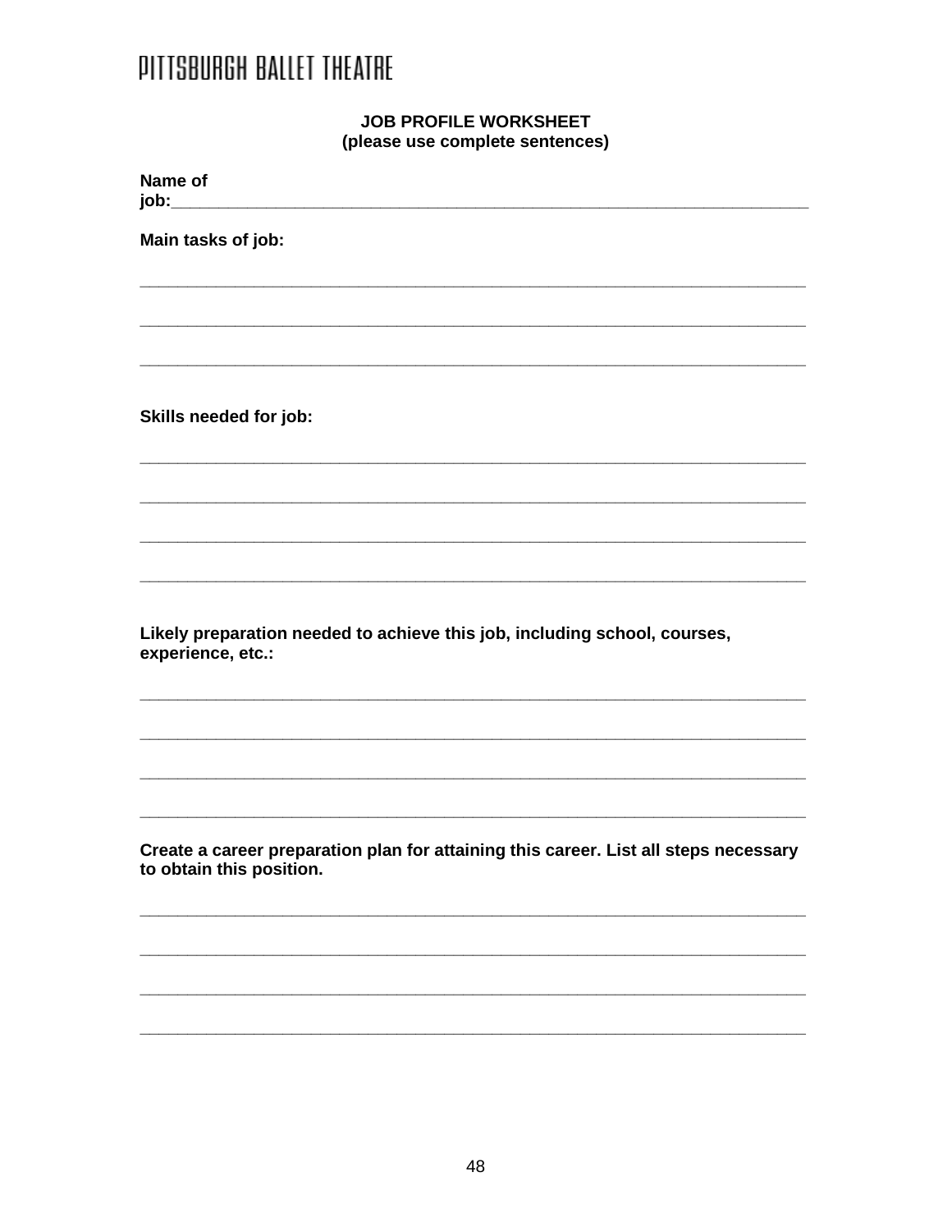# PITTSBURGH BALLET THEATRE

## JOB PROFILE WORKSHEET
**(please use complete sentences)**

**Name of job:**_______________________________________________________________

**Main tasks of job:**

_______________________________________________________________________

_______________________________________________________________________

_______________________________________________________________________

**Skills needed for job:**

_______________________________________________________________________

_______________________________________________________________________

_______________________________________________________________________

_______________________________________________________________________

**Likely preparation needed to achieve this job, including school, courses, experience, etc.:**

_______________________________________________________________________

_______________________________________________________________________

_______________________________________________________________________

_______________________________________________________________________

**Create a career preparation plan for attaining this career. List all steps necessary to obtain this position.**

_______________________________________________________________________

_______________________________________________________________________

_______________________________________________________________________

_______________________________________________________________________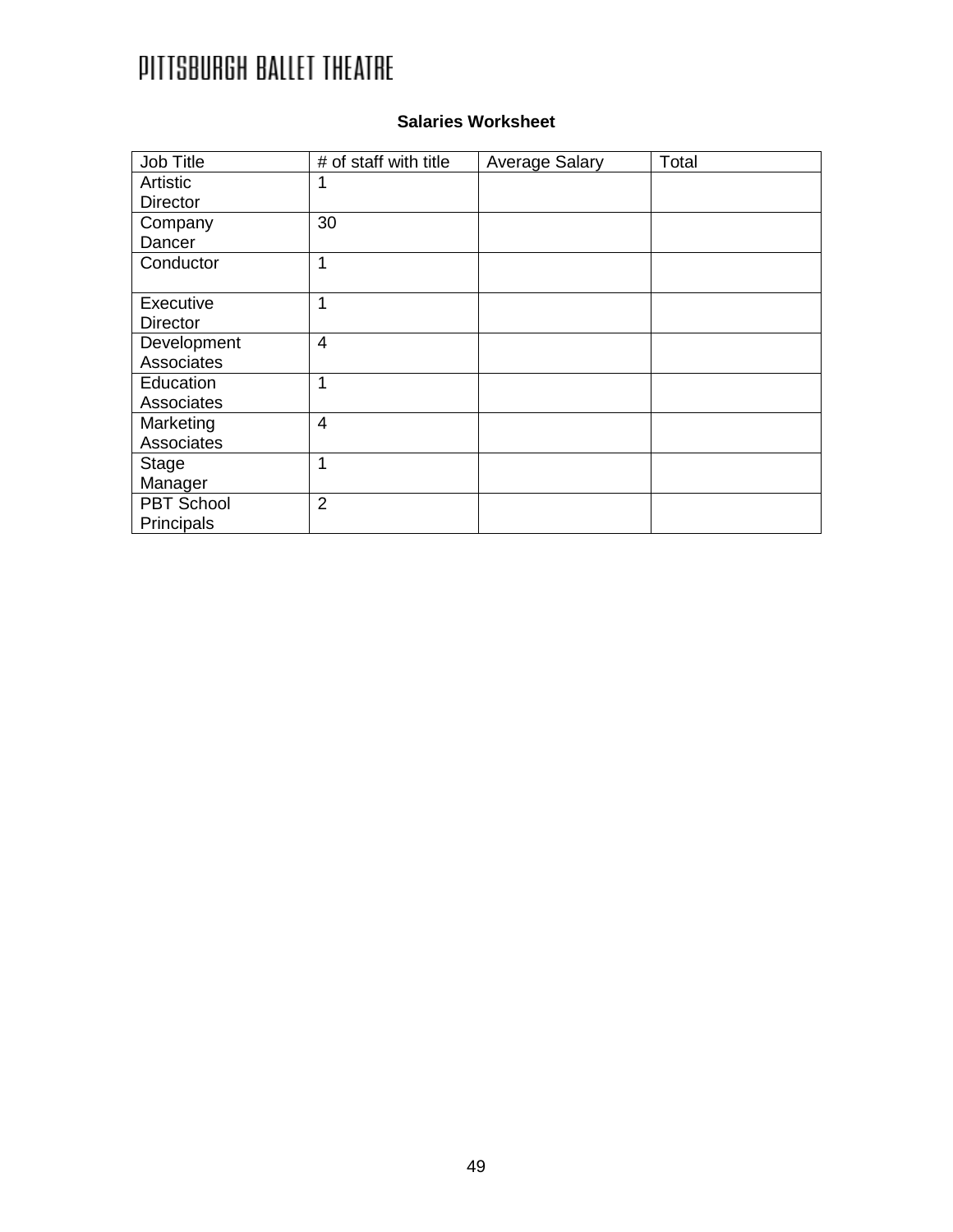PITTSBURGH BALLET THEATRE

**Salaries Worksheet**

| Job Title | # of staff with title | Average Salary | Total |
|---|---|---|---|
| Artistic Director | 1 | | |
| Company Dancer | 30 | | |
| Conductor | 1 | | |
| Executive Director | 1 | | |
| Development Associates | 4 | | |
| Education Associates | 1 | | |
| Marketing Associates | 4 | | |
| Stage Manager | 1 | | |
| PBT School Principals | 2 | | |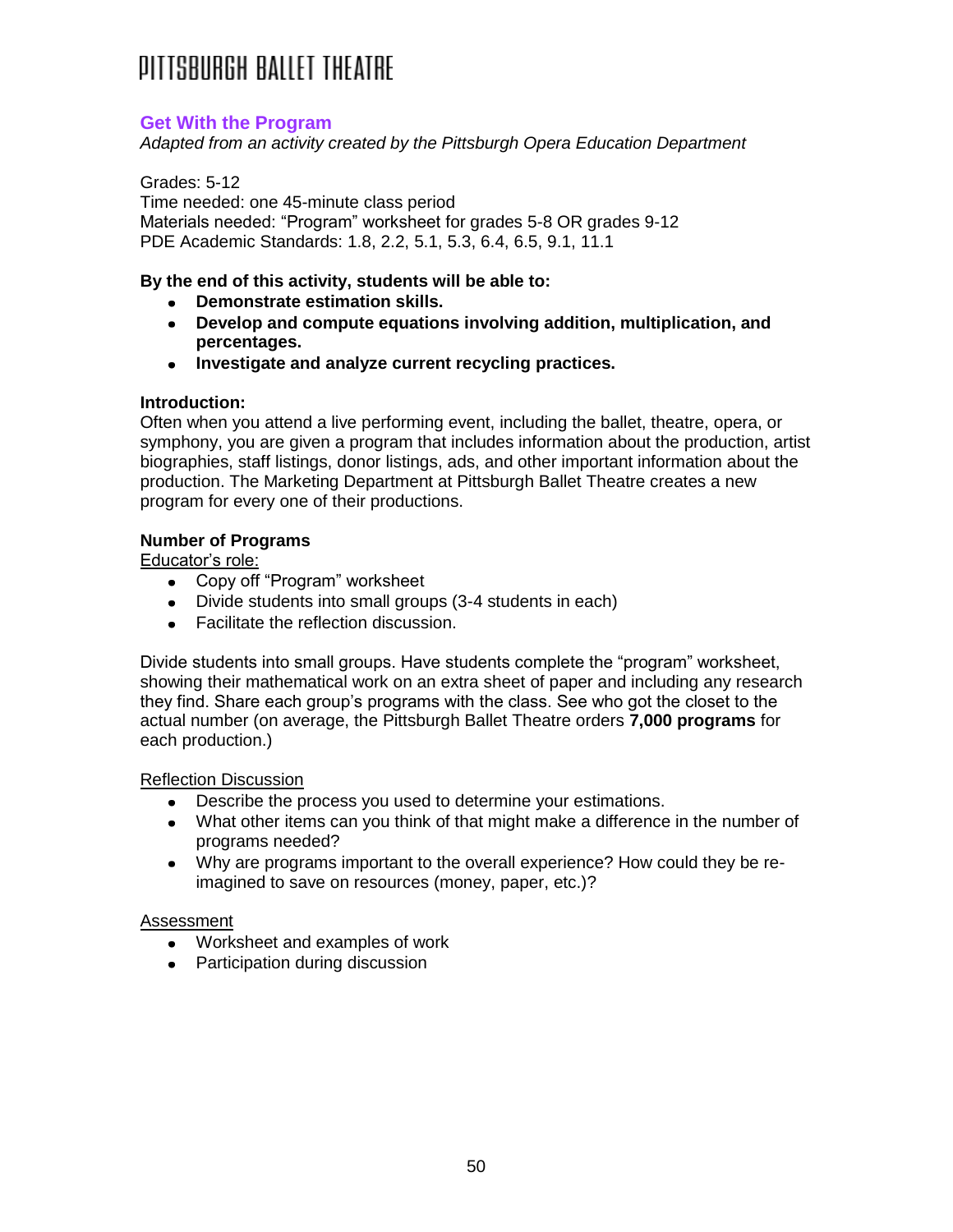PITTSBURGH BALLET THEATRE

## Get With the Program

*Adapted from an activity created by the Pittsburgh Opera Education Department*

Grades: 5-12
Time needed: one 45-minute class period
Materials needed: "Program" worksheet for grades 5-8 OR grades 9-12
PDE Academic Standards: 1.8, 2.2, 5.1, 5.3, 6.4, 6.5, 9.1, 11.1

**By the end of this activity, students will be able to:**

- **Demonstrate estimation skills.**
- **Develop and compute equations involving addition, multiplication, and percentages.**
- **Investigate and analyze current recycling practices.**

**Introduction:**

Often when you attend a live performing event, including the ballet, theatre, opera, or symphony, you are given a program that includes information about the production, artist biographies, staff listings, donor listings, ads, and other important information about the production. The Marketing Department at Pittsburgh Ballet Theatre creates a new program for every one of their productions.

**Number of Programs**

Educator's role:

- Copy off "Program" worksheet
- Divide students into small groups (3-4 students in each)
- Facilitate the reflection discussion.

Divide students into small groups. Have students complete the "program" worksheet, showing their mathematical work on an extra sheet of paper and including any research they find. Share each group's programs with the class. See who got the closet to the actual number (on average, the Pittsburgh Ballet Theatre orders **7,000 programs** for each production.)

Reflection Discussion

- Describe the process you used to determine your estimations.
- What other items can you think of that might make a difference in the number of programs needed?
- Why are programs important to the overall experience? How could they be re-imagined to save on resources (money, paper, etc.)?

Assessment

- Worksheet and examples of work
- Participation during discussion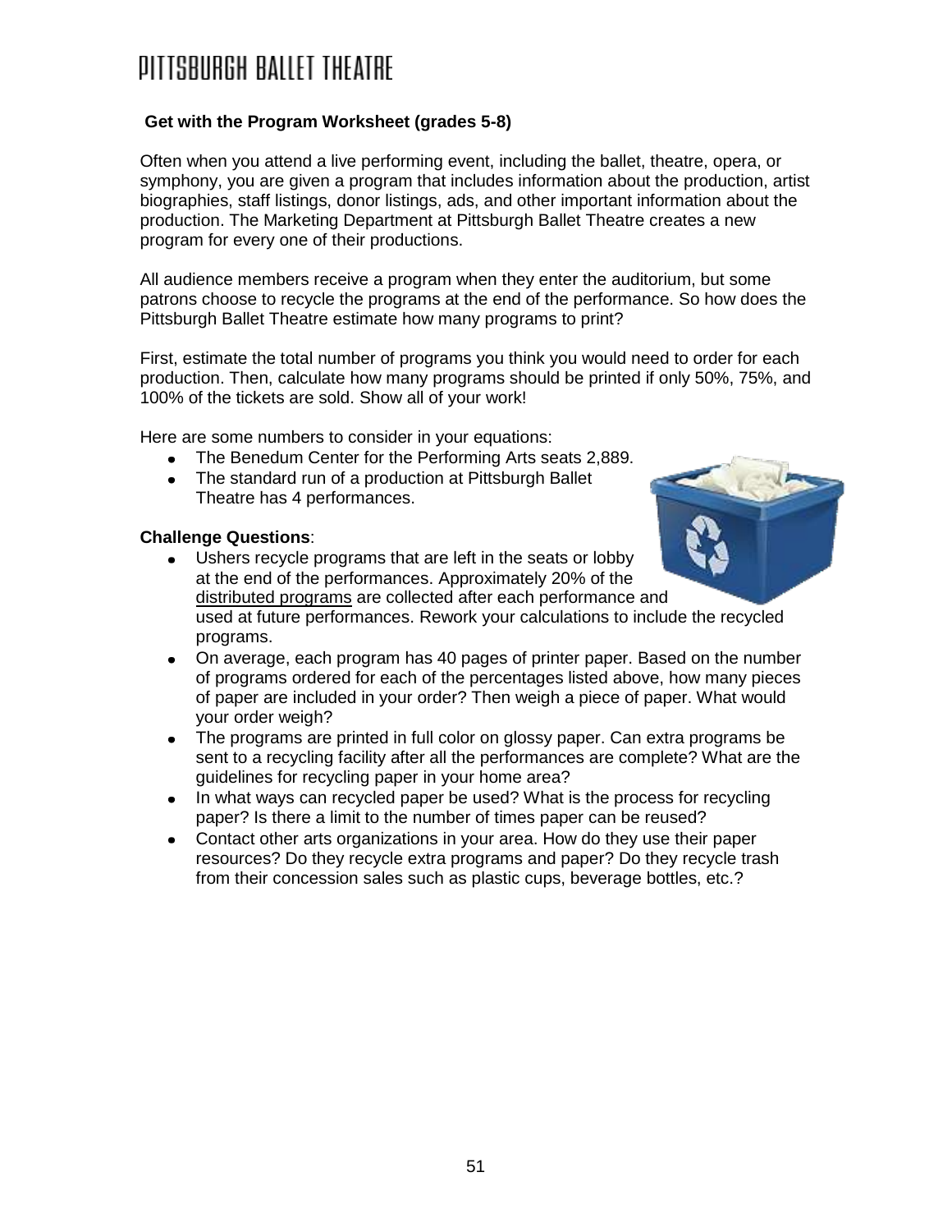**Get with the Program Worksheet (grades 5-8)**

Often when you attend a live performing event, including the ballet, theatre, opera, or symphony, you are given a program that includes information about the production, artist biographies, staff listings, donor listings, ads, and other important information about the production. The Marketing Department at Pittsburgh Ballet Theatre creates a new program for every one of their productions.

All audience members receive a program when they enter the auditorium, but some patrons choose to recycle the programs at the end of the performance. So how does the Pittsburgh Ballet Theatre estimate how many programs to print?

First, estimate the total number of programs you think you would need to order for each production. Then, calculate how many programs should be printed if only 50%, 75%, and 100% of the tickets are sold. Show all of your work!

Here are some numbers to consider in your equations:

- The Benedum Center for the Performing Arts seats 2,889.
- The standard run of a production at Pittsburgh Ballet Theatre has 4 performances.

**Challenge Questions**:

- Ushers recycle programs that are left in the seats or lobby at the end of the performances. Approximately 20% of the distributed programs are collected after each performance and used at future performances. Rework your calculations to include the recycled programs.
- On average, each program has 40 pages of printer paper. Based on the number of programs ordered for each of the percentages listed above, how many pieces of paper are included in your order? Then weigh a piece of paper. What would your order weigh?
- The programs are printed in full color on glossy paper. Can extra programs be sent to a recycling facility after all the performances are complete? What are the guidelines for recycling paper in your home area?
- In what ways can recycled paper be used? What is the process for recycling paper? Is there a limit to the number of times paper can be reused?
- Contact other arts organizations in your area. How do they use their paper resources? Do they recycle extra programs and paper? Do they recycle trash from their concession sales such as plastic cups, beverage bottles, etc.?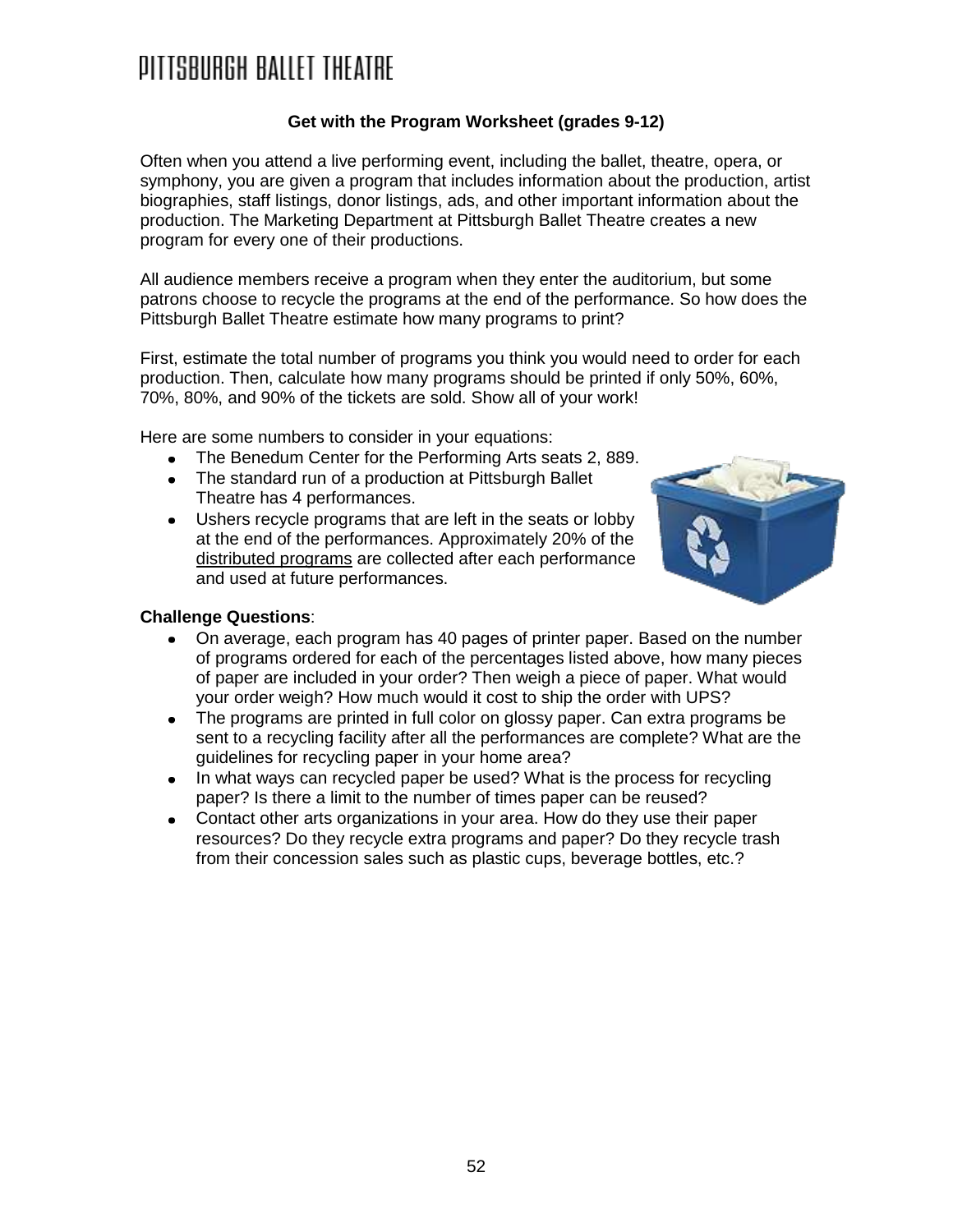## Get with the Program Worksheet (grades 9-12)

Often when you attend a live performing event, including the ballet, theatre, opera, or symphony, you are given a program that includes information about the production, artist biographies, staff listings, donor listings, ads, and other important information about the production. The Marketing Department at Pittsburgh Ballet Theatre creates a new program for every one of their productions.

All audience members receive a program when they enter the auditorium, but some patrons choose to recycle the programs at the end of the performance. So how does the Pittsburgh Ballet Theatre estimate how many programs to print?

First, estimate the total number of programs you think you would need to order for each production. Then, calculate how many programs should be printed if only 50%, 60%, 70%, 80%, and 90% of the tickets are sold. Show all of your work!

Here are some numbers to consider in your equations:

- The Benedum Center for the Performing Arts seats 2, 889.
- The standard run of a production at Pittsburgh Ballet Theatre has 4 performances.
- Ushers recycle programs that are left in the seats or lobby at the end of the performances. Approximately 20% of the distributed programs are collected after each performance and used at future performances.

**Challenge Questions**:

- On average, each program has 40 pages of printer paper. Based on the number of programs ordered for each of the percentages listed above, how many pieces of paper are included in your order? Then weigh a piece of paper. What would your order weigh? How much would it cost to ship the order with UPS?
- The programs are printed in full color on glossy paper. Can extra programs be sent to a recycling facility after all the performances are complete? What are the guidelines for recycling paper in your home area?
- In what ways can recycled paper be used? What is the process for recycling paper? Is there a limit to the number of times paper can be reused?
- Contact other arts organizations in your area. How do they use their paper resources? Do they recycle extra programs and paper? Do they recycle trash from their concession sales such as plastic cups, beverage bottles, etc.?